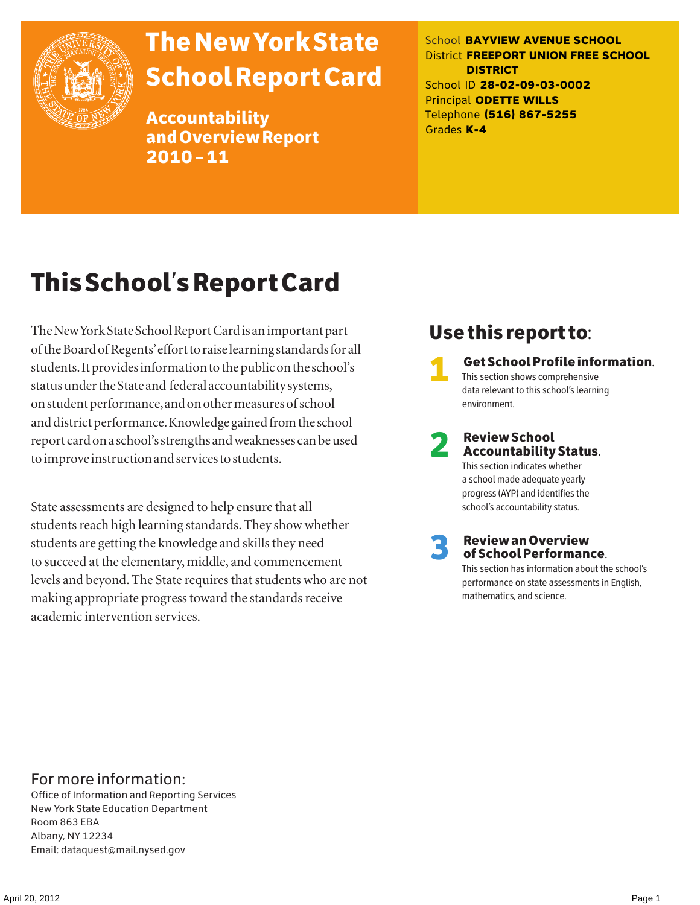# The New York State School Report Card

## Accountability and Overview Report 2010 – 11

School **BAYVIEW AVENUE SCHOOL**
District **FREEPORT UNION FREE SCHOOL DISTRICT**
School ID **28-02-09-03-0002**
Principal **ODETTE WILLS**
Telephone **(516) 867-5255**
Grades **K-4**

# This School's Report Card

The New York State School Report Card is an important part of the Board of Regents' effort to raise learning standards for all students. It provides information to the public on the school's status under the State and federal accountability systems, on student performance, and on other measures of school and district performance. Knowledge gained from the school report card on a school's strengths and weaknesses can be used to improve instruction and services to students.

State assessments are designed to help ensure that all students reach high learning standards. They show whether students are getting the knowledge and skills they need to succeed at the elementary, middle, and commencement levels and beyond. The State requires that students who are not making appropriate progress toward the standards receive academic intervention services.

## Use this report to:

1. **Get School Profile information.**
   This section shows comprehensive data relevant to this school's learning environment.

2. **Review School Accountability Status.**
   This section indicates whether a school made adequate yearly progress (AYP) and identifies the school's accountability status.

3. **Review an Overview of School Performance.**
   This section has information about the school's performance on state assessments in English, mathematics, and science.

## For more information:

Office of Information and Reporting Services
New York State Education Department
Room 863 EBA
Albany, NY 12234
Email: dataquest@mail.nysed.gov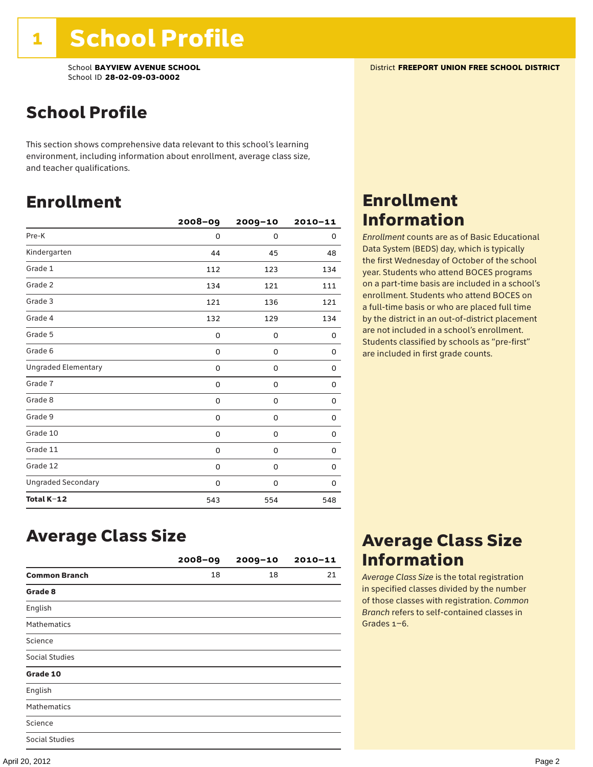# 1 School Profile

School **BAYVIEW AVENUE SCHOOL**
School ID **28-02-09-03-0002**

District **FREEPORT UNION FREE SCHOOL DISTRICT**

## School Profile

This section shows comprehensive data relevant to this school's learning environment, including information about enrollment, average class size, and teacher qualifications.

## Enrollment

| | 2008–09 | 2009–10 | 2010–11 |
|---|---|---|---|
| Pre-K | 0 | 0 | 0 |
| Kindergarten | 44 | 45 | 48 |
| Grade 1 | 112 | 123 | 134 |
| Grade 2 | 134 | 121 | 111 |
| Grade 3 | 121 | 136 | 121 |
| Grade 4 | 132 | 129 | 134 |
| Grade 5 | 0 | 0 | 0 |
| Grade 6 | 0 | 0 | 0 |
| Ungraded Elementary | 0 | 0 | 0 |
| Grade 7 | 0 | 0 | 0 |
| Grade 8 | 0 | 0 | 0 |
| Grade 9 | 0 | 0 | 0 |
| Grade 10 | 0 | 0 | 0 |
| Grade 11 | 0 | 0 | 0 |
| Grade 12 | 0 | 0 | 0 |
| Ungraded Secondary | 0 | 0 | 0 |
| **Total K–12** | 543 | 554 | 548 |

## Enrollment Information

*Enrollment* counts are as of Basic Educational Data System (BEDS) day, which is typically the first Wednesday of October of the school year. Students who attend BOCES programs on a part-time basis are included in a school's enrollment. Students who attend BOCES on a full-time basis or who are placed full time by the district in an out-of-district placement are not included in a school's enrollment. Students classified by schools as "pre-first" are included in first grade counts.

## Average Class Size

| | 2008–09 | 2009–10 | 2010–11 |
|---|---|---|---|
| **Common Branch** | 18 | 18 | 21 |
| **Grade 8** | | | |
| English | | | |
| Mathematics | | | |
| Science | | | |
| Social Studies | | | |
| **Grade 10** | | | |
| English | | | |
| Mathematics | | | |
| Science | | | |
| Social Studies | | | |

## Average Class Size Information

*Average Class Size* is the total registration in specified classes divided by the number of those classes with registration. *Common Branch* refers to self-contained classes in Grades 1–6.

April 20, 2012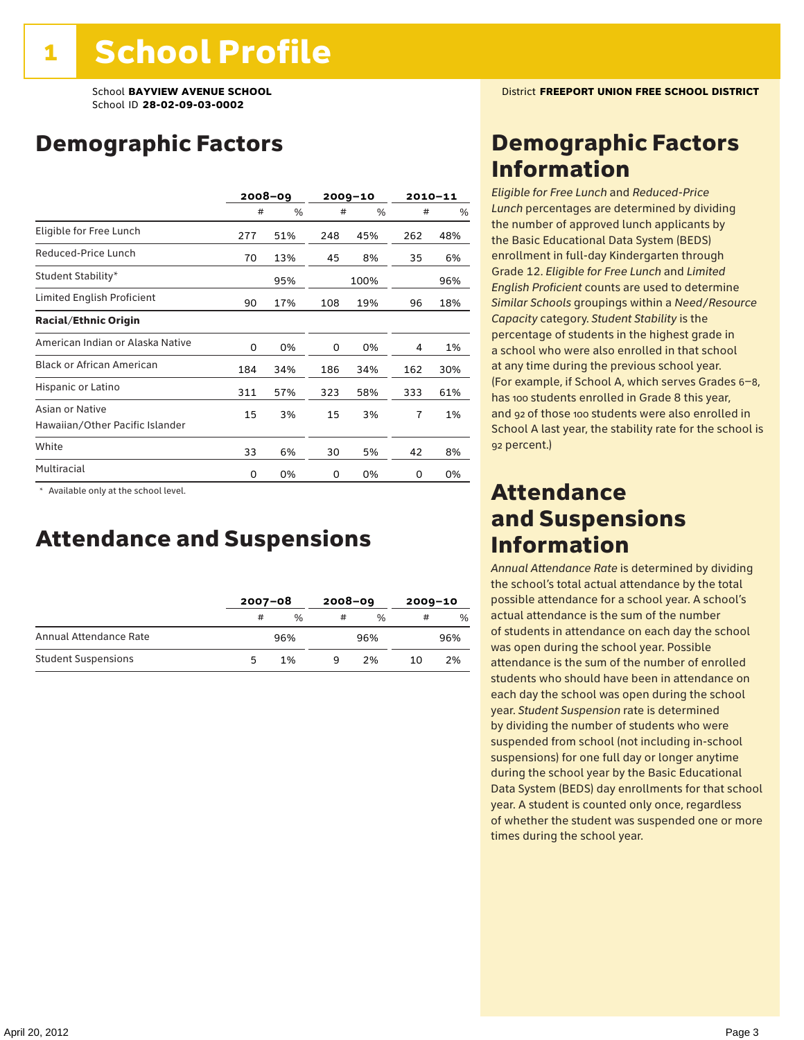# 1 School Profile

School **BAYVIEW AVENUE SCHOOL**
School ID **28-02-09-03-0002**

District **FREEPORT UNION FREE SCHOOL DISTRICT**

## Demographic Factors

| | 2008–09 | | 2009–10 | | 2010–11 | |
|---|---|---|---|---|---|---|
| | # | % | # | % | # | % |
| Eligible for Free Lunch | 277 | 51% | 248 | 45% | 262 | 48% |
| Reduced-Price Lunch | 70 | 13% | 45 | 8% | 35 | 6% |
| Student Stability* | | 95% | | 100% | | 96% |
| Limited English Proficient | 90 | 17% | 108 | 19% | 96 | 18% |
| **Racial/Ethnic Origin** | | | | | | |
| American Indian or Alaska Native | 0 | 0% | 0 | 0% | 4 | 1% |
| Black or African American | 184 | 34% | 186 | 34% | 162 | 30% |
| Hispanic or Latino | 311 | 57% | 323 | 58% | 333 | 61% |
| Asian or Native Hawaiian/Other Pacific Islander | 15 | 3% | 15 | 3% | 7 | 1% |
| White | 33 | 6% | 30 | 5% | 42 | 8% |
| Multiracial | 0 | 0% | 0 | 0% | 0 | 0% |

\* Available only at the school level.

## Attendance and Suspensions

| | 2007–08 | | 2008–09 | | 2009–10 | |
|---|---|---|---|---|---|---|
| | # | % | # | % | # | % |
| Annual Attendance Rate | | 96% | | 96% | | 96% |
| Student Suspensions | 5 | 1% | 9 | 2% | 10 | 2% |

## Demographic Factors Information

*Eligible for Free Lunch* and *Reduced-Price Lunch* percentages are determined by dividing the number of approved lunch applicants by the Basic Educational Data System (BEDS) enrollment in full-day Kindergarten through Grade 12. *Eligible for Free Lunch* and *Limited English Proficient* counts are used to determine *Similar Schools* groupings within a *Need/Resource Capacity* category. *Student Stability* is the percentage of students in the highest grade in a school who were also enrolled in that school at any time during the previous school year. (For example, if School A, which serves Grades 6–8, has 100 students enrolled in Grade 8 this year, and 92 of those 100 students were also enrolled in School A last year, the stability rate for the school is 92 percent.)

## Attendance and Suspensions Information

*Annual Attendance Rate* is determined by dividing the school's total actual attendance by the total possible attendance for a school year. A school's actual attendance is the sum of the number of students in attendance on each day the school was open during the school year. Possible attendance is the sum of the number of enrolled students who should have been in attendance on each day the school was open during the school year. *Student Suspension* rate is determined by dividing the number of students who were suspended from school (not including in-school suspensions) for one full day or longer anytime during the school year by the Basic Educational Data System (BEDS) day enrollments for that school year. A student is counted only once, regardless of whether the student was suspended one or more times during the school year.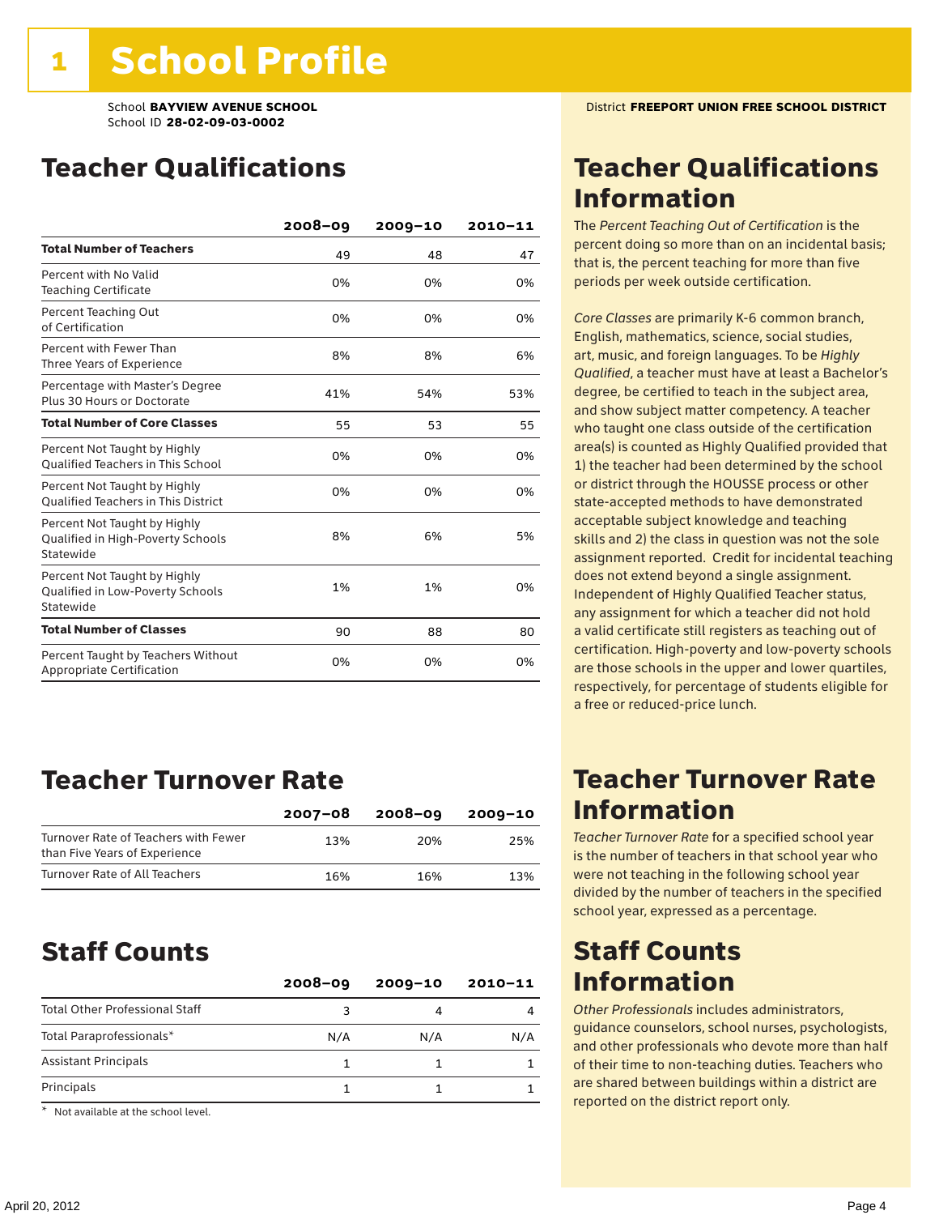# 1 School Profile

School **BAYVIEW AVENUE SCHOOL**
School ID **28-02-09-03-0002**

District **FREEPORT UNION FREE SCHOOL DISTRICT**

## Teacher Qualifications

| | 2008–09 | 2009–10 | 2010–11 |
|---|---|---|---|
| **Total Number of Teachers** | 49 | 48 | 47 |
| Percent with No Valid Teaching Certificate | 0% | 0% | 0% |
| Percent Teaching Out of Certification | 0% | 0% | 0% |
| Percent with Fewer Than Three Years of Experience | 8% | 8% | 6% |
| Percentage with Master's Degree Plus 30 Hours or Doctorate | 41% | 54% | 53% |
| **Total Number of Core Classes** | 55 | 53 | 55 |
| Percent Not Taught by Highly Qualified Teachers in This School | 0% | 0% | 0% |
| Percent Not Taught by Highly Qualified Teachers in This District | 0% | 0% | 0% |
| Percent Not Taught by Highly Qualified in High-Poverty Schools Statewide | 8% | 6% | 5% |
| Percent Not Taught by Highly Qualified in Low-Poverty Schools Statewide | 1% | 1% | 0% |
| **Total Number of Classes** | 90 | 88 | 80 |
| Percent Taught by Teachers Without Appropriate Certification | 0% | 0% | 0% |

## Teacher Qualifications Information

The *Percent Teaching Out of Certification* is the percent doing so more than on an incidental basis; that is, the percent teaching for more than five periods per week outside certification.

*Core Classes* are primarily K-6 common branch, English, mathematics, science, social studies, art, music, and foreign languages. To be *Highly Qualified*, a teacher must have at least a Bachelor's degree, be certified to teach in the subject area, and show subject matter competency. A teacher who taught one class outside of the certification area(s) is counted as Highly Qualified provided that 1) the teacher had been determined by the school or district through the HOUSSE process or other state-accepted methods to have demonstrated acceptable subject knowledge and teaching skills and 2) the class in question was not the sole assignment reported. Credit for incidental teaching does not extend beyond a single assignment. Independent of Highly Qualified Teacher status, any assignment for which a teacher did not hold a valid certificate still registers as teaching out of certification. High-poverty and low-poverty schools are those schools in the upper and lower quartiles, respectively, for percentage of students eligible for a free or reduced-price lunch.

## Teacher Turnover Rate

| | 2007–08 | 2008–09 | 2009–10 |
|---|---|---|---|
| Turnover Rate of Teachers with Fewer than Five Years of Experience | 13% | 20% | 25% |
| Turnover Rate of All Teachers | 16% | 16% | 13% |

## Teacher Turnover Rate Information

*Teacher Turnover Rate* for a specified school year is the number of teachers in that school year who were not teaching in the following school year divided by the number of teachers in the specified school year, expressed as a percentage.

## Staff Counts

| | 2008–09 | 2009–10 | 2010–11 |
|---|---|---|---|
| Total Other Professional Staff | 3 | 4 | 4 |
| Total Paraprofessionals* | N/A | N/A | N/A |
| Assistant Principals | 1 | 1 | 1 |
| Principals | 1 | 1 | 1 |

\* Not available at the school level.

## Staff Counts Information

*Other Professionals* includes administrators, guidance counselors, school nurses, psychologists, and other professionals who devote more than half of their time to non-teaching duties. Teachers who are shared between buildings within a district are reported on the district report only.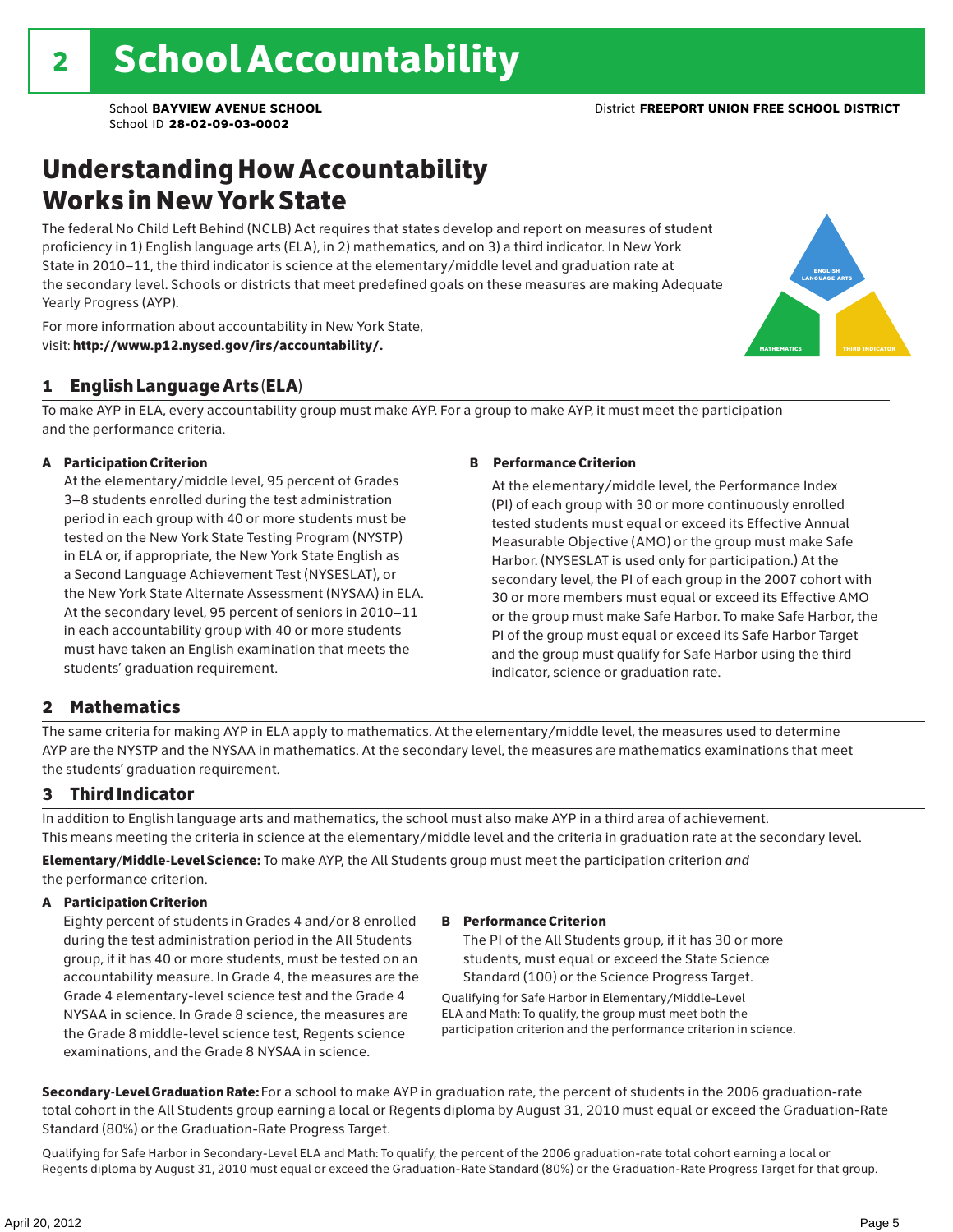# 2 School Accountability

School **BAYVIEW AVENUE SCHOOL**
School ID **28-02-09-03-0002**

District **FREEPORT UNION FREE SCHOOL DISTRICT**

## Understanding How Accountability Works in New York State

The federal No Child Left Behind (NCLB) Act requires that states develop and report on measures of student proficiency in 1) English language arts (ELA), in 2) mathematics, and on 3) a third indicator. In New York State in 2010–11, the third indicator is science at the elementary/middle level and graduation rate at the secondary level. Schools or districts that meet predefined goals on these measures are making Adequate Yearly Progress (AYP).

For more information about accountability in New York State, visit: **http://www.p12.nysed.gov/irs/accountability/.**

ENGLISH LANGUAGE ARTS
MATHEMATICS
THIRD INDICATOR

### 1 English Language Arts (ELA)

To make AYP in ELA, every accountability group must make AYP. For a group to make AYP, it must meet the participation and the performance criteria.

**A Participation Criterion**

At the elementary/middle level, 95 percent of Grades 3–8 students enrolled during the test administration period in each group with 40 or more students must be tested on the New York State Testing Program (NYSTP) in ELA or, if appropriate, the New York State English as a Second Language Achievement Test (NYSESLAT), or the New York State Alternate Assessment (NYSAA) in ELA. At the secondary level, 95 percent of seniors in 2010–11 in each accountability group with 40 or more students must have taken an English examination that meets the students' graduation requirement.

**B Performance Criterion**

At the elementary/middle level, the Performance Index (PI) of each group with 30 or more continuously enrolled tested students must equal or exceed its Effective Annual Measurable Objective (AMO) or the group must make Safe Harbor. (NYSESLAT is used only for participation.) At the secondary level, the PI of each group in the 2007 cohort with 30 or more members must equal or exceed its Effective AMO or the group must make Safe Harbor. To make Safe Harbor, the PI of the group must equal or exceed its Safe Harbor Target and the group must qualify for Safe Harbor using the third indicator, science or graduation rate.

### 2 Mathematics

The same criteria for making AYP in ELA apply to mathematics. At the elementary/middle level, the measures used to determine AYP are the NYSTP and the NYSAA in mathematics. At the secondary level, the measures are mathematics examinations that meet the students' graduation requirement.

### 3 Third Indicator

In addition to English language arts and mathematics, the school must also make AYP in a third area of achievement. This means meeting the criteria in science at the elementary/middle level and the criteria in graduation rate at the secondary level.

**Elementary/Middle-Level Science:** To make AYP, the All Students group must meet the participation criterion *and* the performance criterion.

**A Participation Criterion**

Eighty percent of students in Grades 4 and/or 8 enrolled during the test administration period in the All Students group, if it has 40 or more students, must be tested on an accountability measure. In Grade 4, the measures are the Grade 4 elementary-level science test and the Grade 4 NYSAA in science. In Grade 8 science, the measures are the Grade 8 middle-level science test, Regents science examinations, and the Grade 8 NYSAA in science.

**B Performance Criterion**

The PI of the All Students group, if it has 30 or more students, must equal or exceed the State Science Standard (100) or the Science Progress Target.

Qualifying for Safe Harbor in Elementary/Middle-Level ELA and Math: To qualify, the group must meet both the participation criterion and the performance criterion in science.

**Secondary-Level Graduation Rate:** For a school to make AYP in graduation rate, the percent of students in the 2006 graduation-rate total cohort in the All Students group earning a local or Regents diploma by August 31, 2010 must equal or exceed the Graduation-Rate Standard (80%) or the Graduation-Rate Progress Target.

Qualifying for Safe Harbor in Secondary-Level ELA and Math: To qualify, the percent of the 2006 graduation-rate total cohort earning a local or Regents diploma by August 31, 2010 must equal or exceed the Graduation-Rate Standard (80%) or the Graduation-Rate Progress Target for that group.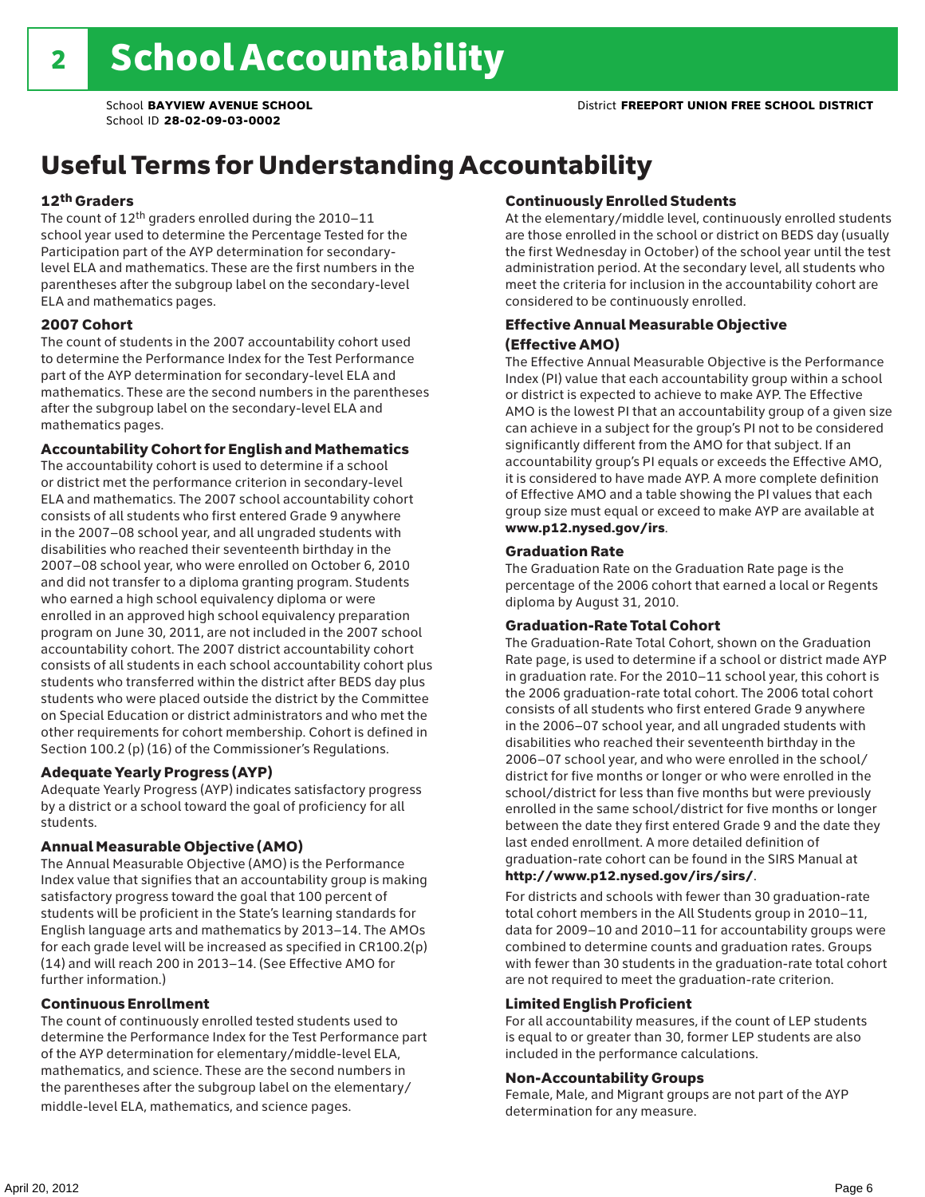# School Accountability

School **BAYVIEW AVENUE SCHOOL**
School ID **28-02-09-03-0002**

District **FREEPORT UNION FREE SCHOOL DISTRICT**

## Useful Terms for Understanding Accountability

### 12th Graders

The count of 12th graders enrolled during the 2010–11 school year used to determine the Percentage Tested for the Participation part of the AYP determination for secondary-level ELA and mathematics. These are the first numbers in the parentheses after the subgroup label on the secondary-level ELA and mathematics pages.

### 2007 Cohort

The count of students in the 2007 accountability cohort used to determine the Performance Index for the Test Performance part of the AYP determination for secondary-level ELA and mathematics. These are the second numbers in the parentheses after the subgroup label on the secondary-level ELA and mathematics pages.

### Accountability Cohort for English and Mathematics

The accountability cohort is used to determine if a school or district met the performance criterion in secondary-level ELA and mathematics. The 2007 school accountability cohort consists of all students who first entered Grade 9 anywhere in the 2007–08 school year, and all ungraded students with disabilities who reached their seventeenth birthday in the 2007–08 school year, who were enrolled on October 6, 2010 and did not transfer to a diploma granting program. Students who earned a high school equivalency diploma or were enrolled in an approved high school equivalency preparation program on June 30, 2011, are not included in the 2007 school accountability cohort. The 2007 district accountability cohort consists of all students in each school accountability cohort plus students who transferred within the district after BEDS day plus students who were placed outside the district by the Committee on Special Education or district administrators and who met the other requirements for cohort membership. Cohort is defined in Section 100.2 (p) (16) of the Commissioner's Regulations.

### Adequate Yearly Progress (AYP)

Adequate Yearly Progress (AYP) indicates satisfactory progress by a district or a school toward the goal of proficiency for all students.

### Annual Measurable Objective (AMO)

The Annual Measurable Objective (AMO) is the Performance Index value that signifies that an accountability group is making satisfactory progress toward the goal that 100 percent of students will be proficient in the State's learning standards for English language arts and mathematics by 2013–14. The AMOs for each grade level will be increased as specified in CR100.2(p)(14) and will reach 200 in 2013–14. (See Effective AMO for further information.)

### Continuous Enrollment

The count of continuously enrolled tested students used to determine the Performance Index for the Test Performance part of the AYP determination for elementary/middle-level ELA, mathematics, and science. These are the second numbers in the parentheses after the subgroup label on the elementary/middle-level ELA, mathematics, and science pages.

### Continuously Enrolled Students

At the elementary/middle level, continuously enrolled students are those enrolled in the school or district on BEDS day (usually the first Wednesday in October) of the school year until the test administration period. At the secondary level, all students who meet the criteria for inclusion in the accountability cohort are considered to be continuously enrolled.

### Effective Annual Measurable Objective (Effective AMO)

The Effective Annual Measurable Objective is the Performance Index (PI) value that each accountability group within a school or district is expected to achieve to make AYP. The Effective AMO is the lowest PI that an accountability group of a given size can achieve in a subject for the group's PI not to be considered significantly different from the AMO for that subject. If an accountability group's PI equals or exceeds the Effective AMO, it is considered to have made AYP. A more complete definition of Effective AMO and a table showing the PI values that each group size must equal or exceed to make AYP are available at **www.p12.nysed.gov/irs**.

### Graduation Rate

The Graduation Rate on the Graduation Rate page is the percentage of the 2006 cohort that earned a local or Regents diploma by August 31, 2010.

### Graduation-Rate Total Cohort

The Graduation-Rate Total Cohort, shown on the Graduation Rate page, is used to determine if a school or district made AYP in graduation rate. For the 2010–11 school year, this cohort is the 2006 graduation-rate total cohort. The 2006 total cohort consists of all students who first entered Grade 9 anywhere in the 2006–07 school year, and all ungraded students with disabilities who reached their seventeenth birthday in the 2006–07 school year, and who were enrolled in the school/district for five months or longer or who were enrolled in the school/district for less than five months but were previously enrolled in the same school/district for five months or longer between the date they first entered Grade 9 and the date they last ended enrollment. A more detailed definition of graduation-rate cohort can be found in the SIRS Manual at **http://www.p12.nysed.gov/irs/sirs/**.

For districts and schools with fewer than 30 graduation-rate total cohort members in the All Students group in 2010–11, data for 2009–10 and 2010–11 for accountability groups were combined to determine counts and graduation rates. Groups with fewer than 30 students in the graduation-rate total cohort are not required to meet the graduation-rate criterion.

### Limited English Proficient

For all accountability measures, if the count of LEP students is equal to or greater than 30, former LEP students are also included in the performance calculations.

### Non-Accountability Groups

Female, Male, and Migrant groups are not part of the AYP determination for any measure.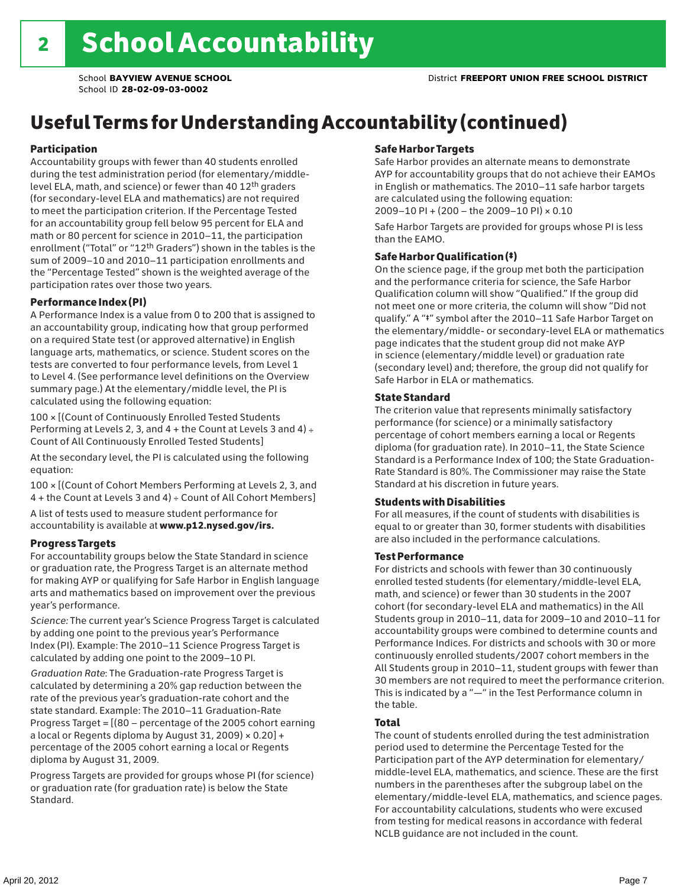# 2 School Accountability

School **BAYVIEW AVENUE SCHOOL**
School ID **28-02-09-03-0002**

District **FREEPORT UNION FREE SCHOOL DISTRICT**

## Useful Terms for Understanding Accountability (continued)

### Participation

Accountability groups with fewer than 40 students enrolled during the test administration period (for elementary/middle-level ELA, math, and science) or fewer than 40 12th graders (for secondary-level ELA and mathematics) are not required to meet the participation criterion. If the Percentage Tested for an accountability group fell below 95 percent for ELA and math or 80 percent for science in 2010–11, the participation enrollment ("Total" or "12th Graders") shown in the tables is the sum of 2009–10 and 2010–11 participation enrollments and the "Percentage Tested" shown is the weighted average of the participation rates over those two years.

### Performance Index (PI)

A Performance Index is a value from 0 to 200 that is assigned to an accountability group, indicating how that group performed on a required State test (or approved alternative) in English language arts, mathematics, or science. Student scores on the tests are converted to four performance levels, from Level 1 to Level 4. (See performance level definitions on the Overview summary page.) At the elementary/middle level, the PI is calculated using the following equation:

100 × [(Count of Continuously Enrolled Tested Students Performing at Levels 2, 3, and 4 + the Count at Levels 3 and 4) ÷ Count of All Continuously Enrolled Tested Students]

At the secondary level, the PI is calculated using the following equation:

100 × [(Count of Cohort Members Performing at Levels 2, 3, and 4 + the Count at Levels 3 and 4) ÷ Count of All Cohort Members]

A list of tests used to measure student performance for accountability is available at **www.p12.nysed.gov/irs.**

### Progress Targets

For accountability groups below the State Standard in science or graduation rate, the Progress Target is an alternate method for making AYP or qualifying for Safe Harbor in English language arts and mathematics based on improvement over the previous year's performance.

*Science:* The current year's Science Progress Target is calculated by adding one point to the previous year's Performance Index (PI). Example: The 2010–11 Science Progress Target is calculated by adding one point to the 2009–10 PI.

*Graduation Rate*: The Graduation-rate Progress Target is calculated by determining a 20% gap reduction between the rate of the previous year's graduation-rate cohort and the state standard. Example: The 2010–11 Graduation-Rate Progress Target = [(80 – percentage of the 2005 cohort earning a local or Regents diploma by August 31, 2009) × 0.20] + percentage of the 2005 cohort earning a local or Regents diploma by August 31, 2009.

Progress Targets are provided for groups whose PI (for science) or graduation rate (for graduation rate) is below the State Standard.

### Safe Harbor Targets

Safe Harbor provides an alternate means to demonstrate AYP for accountability groups that do not achieve their EAMOs in English or mathematics. The 2010–11 safe harbor targets are calculated using the following equation:
2009–10 PI + (200 – the 2009–10 PI) × 0.10

Safe Harbor Targets are provided for groups whose PI is less than the EAMO.

### Safe Harbor Qualification (‡)

On the science page, if the group met both the participation and the performance criteria for science, the Safe Harbor Qualification column will show "Qualified." If the group did not meet one or more criteria, the column will show "Did not qualify." A "‡" symbol after the 2010–11 Safe Harbor Target on the elementary/middle- or secondary-level ELA or mathematics page indicates that the student group did not make AYP in science (elementary/middle level) or graduation rate (secondary level) and; therefore, the group did not qualify for Safe Harbor in ELA or mathematics.

### State Standard

The criterion value that represents minimally satisfactory performance (for science) or a minimally satisfactory percentage of cohort members earning a local or Regents diploma (for graduation rate). In 2010–11, the State Science Standard is a Performance Index of 100; the State Graduation-Rate Standard is 80%. The Commissioner may raise the State Standard at his discretion in future years.

### Students with Disabilities

For all measures, if the count of students with disabilities is equal to or greater than 30, former students with disabilities are also included in the performance calculations.

### Test Performance

For districts and schools with fewer than 30 continuously enrolled tested students (for elementary/middle-level ELA, math, and science) or fewer than 30 students in the 2007 cohort (for secondary-level ELA and mathematics) in the All Students group in 2010–11, data for 2009–10 and 2010–11 for accountability groups were combined to determine counts and Performance Indices. For districts and schools with 30 or more continuously enrolled students/2007 cohort members in the All Students group in 2010–11, student groups with fewer than 30 members are not required to meet the performance criterion. This is indicated by a "—" in the Test Performance column in the table.

### Total

The count of students enrolled during the test administration period used to determine the Percentage Tested for the Participation part of the AYP determination for elementary/middle-level ELA, mathematics, and science. These are the first numbers in the parentheses after the subgroup label on the elementary/middle-level ELA, mathematics, and science pages. For accountability calculations, students who were excused from testing for medical reasons in accordance with federal NCLB guidance are not included in the count.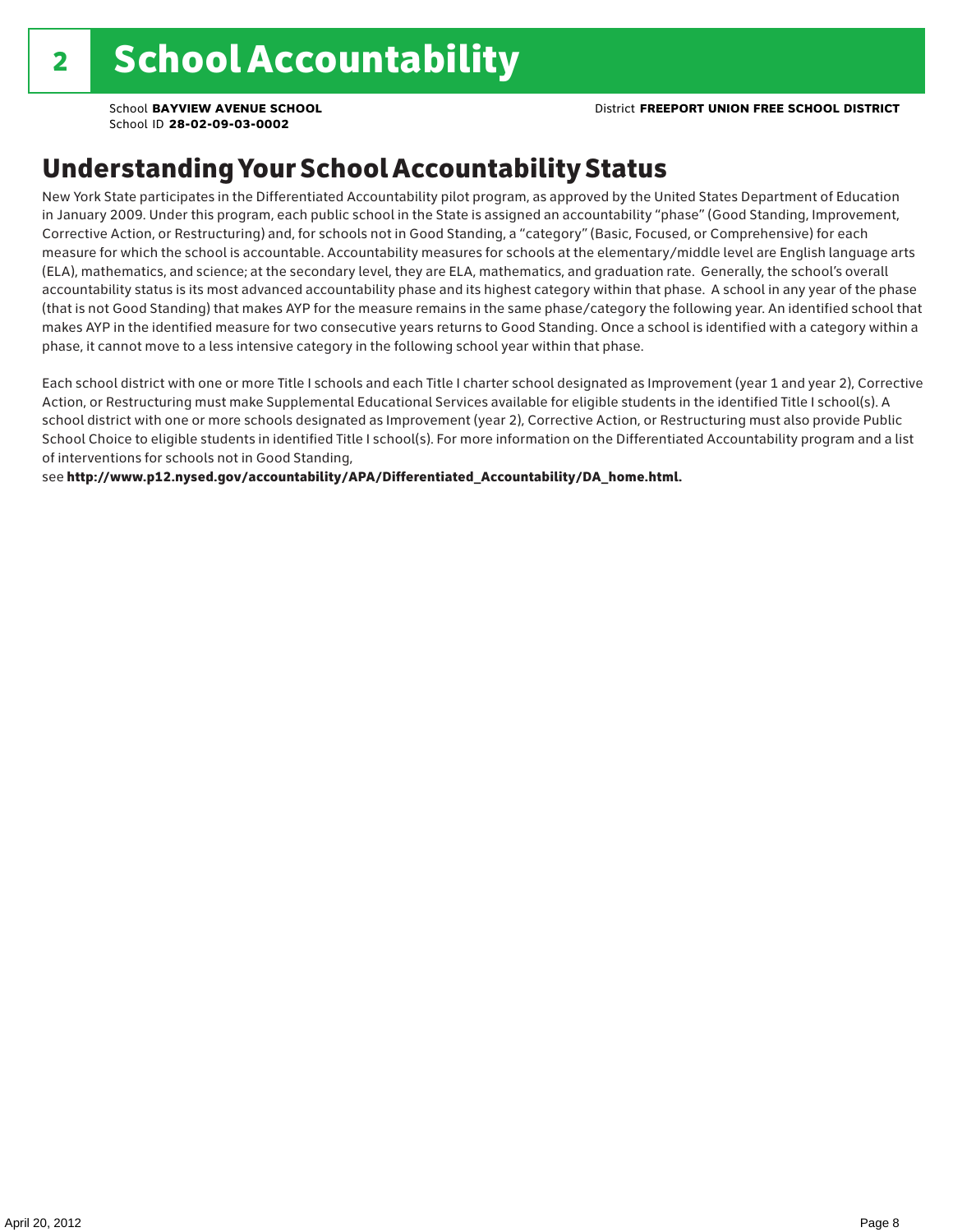# 2 School Accountability

School **BAYVIEW AVENUE SCHOOL**
School ID **28-02-09-03-0002**

District **FREEPORT UNION FREE SCHOOL DISTRICT**

## Understanding Your School Accountability Status

New York State participates in the Differentiated Accountability pilot program, as approved by the United States Department of Education in January 2009. Under this program, each public school in the State is assigned an accountability "phase" (Good Standing, Improvement, Corrective Action, or Restructuring) and, for schools not in Good Standing, a "category" (Basic, Focused, or Comprehensive) for each measure for which the school is accountable. Accountability measures for schools at the elementary/middle level are English language arts (ELA), mathematics, and science; at the secondary level, they are ELA, mathematics, and graduation rate. Generally, the school's overall accountability status is its most advanced accountability phase and its highest category within that phase. A school in any year of the phase (that is not Good Standing) that makes AYP for the measure remains in the same phase/category the following year. An identified school that makes AYP in the identified measure for two consecutive years returns to Good Standing. Once a school is identified with a category within a phase, it cannot move to a less intensive category in the following school year within that phase.

Each school district with one or more Title I schools and each Title I charter school designated as Improvement (year 1 and year 2), Corrective Action, or Restructuring must make Supplemental Educational Services available for eligible students in the identified Title I school(s). A school district with one or more schools designated as Improvement (year 2), Corrective Action, or Restructuring must also provide Public School Choice to eligible students in identified Title I school(s). For more information on the Differentiated Accountability program and a list of interventions for schools not in Good Standing,
see **http://www.p12.nysed.gov/accountability/APA/Differentiated_Accountability/DA_home.html.**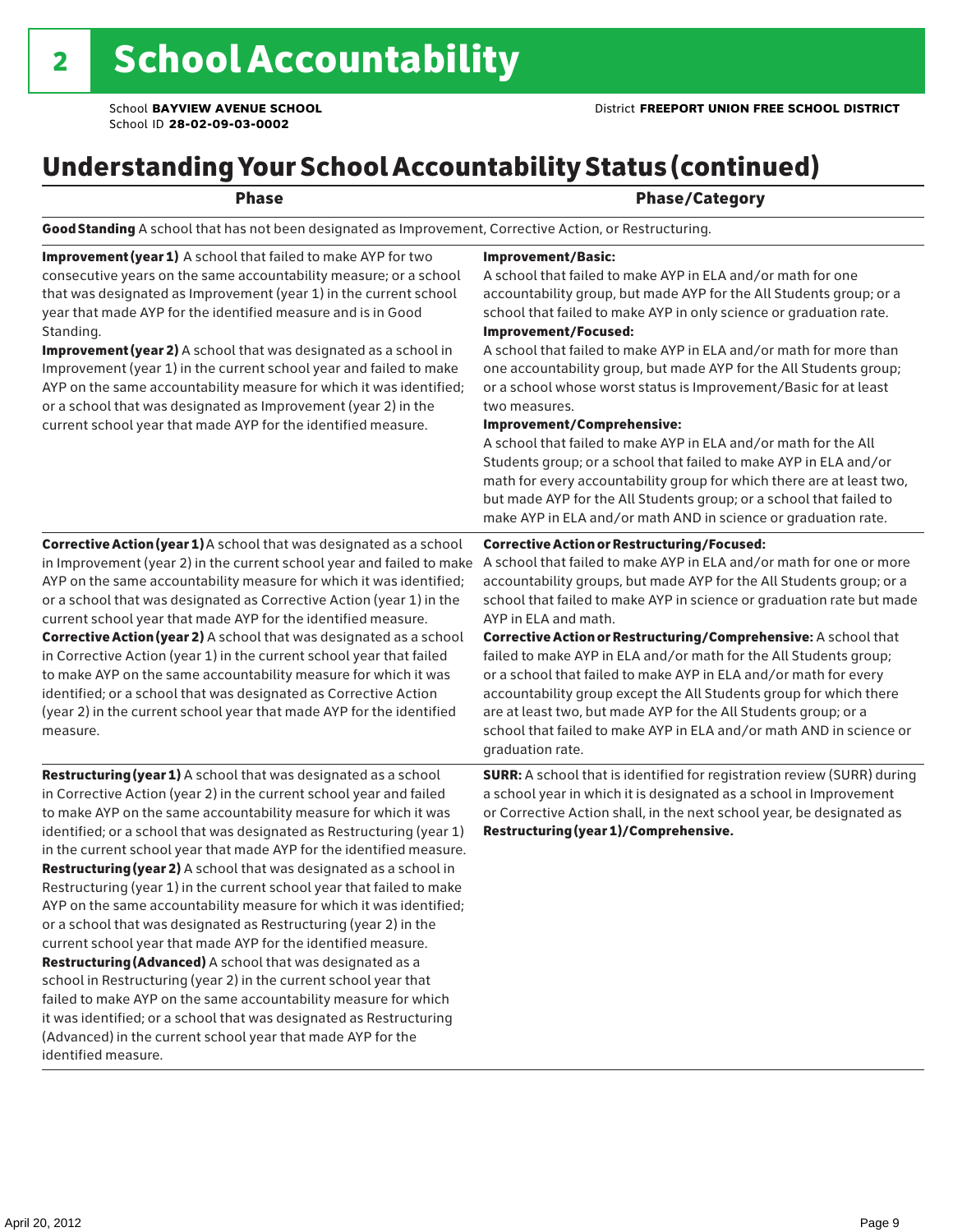# 2 School Accountability

School **BAYVIEW AVENUE SCHOOL**
School ID **28-02-09-03-0002**

District **FREEPORT UNION FREE SCHOOL DISTRICT**

## Understanding Your School Accountability Status (continued)

| Phase | Phase/Category |
|---|---|
| **Good Standing** A school that has not been designated as Improvement, Corrective Action, or Restructuring. | |
| **Improvement (year 1)** A school that failed to make AYP for two consecutive years on the same accountability measure; or a school that was designated as Improvement (year 1) in the current school year that made AYP for the identified measure and is in Good Standing.<br>**Improvement (year 2)** A school that was designated as a school in Improvement (year 1) in the current school year and failed to make AYP on the same accountability measure for which it was identified; or a school that was designated as Improvement (year 2) in the current school year that made AYP for the identified measure. | **Improvement/Basic:**<br>A school that failed to make AYP in ELA and/or math for one accountability group, but made AYP for the All Students group; or a school that failed to make AYP in only science or graduation rate.<br>**Improvement/Focused:**<br>A school that failed to make AYP in ELA and/or math for more than one accountability group, but made AYP for the All Students group; or a school whose worst status is Improvement/Basic for at least two measures.<br>**Improvement/Comprehensive:**<br>A school that failed to make AYP in ELA and/or math for the All Students group; or a school that failed to make AYP in ELA and/or math for every accountability group for which there are at least two, but made AYP for the All Students group; or a school that failed to make AYP in ELA and/or math AND in science or graduation rate. |
| **Corrective Action (year 1)** A school that was designated as a school in Improvement (year 2) in the current school year and failed to make AYP on the same accountability measure for which it was identified; or a school that was designated as Corrective Action (year 1) in the current school year that made AYP for the identified measure.<br>**Corrective Action (year 2)** A school that was designated as a school in Corrective Action (year 1) in the current school year that failed to make AYP on the same accountability measure for which it was identified; or a school that was designated as Corrective Action (year 2) in the current school year that made AYP for the identified measure. | **Corrective Action or Restructuring/Focused:**<br>A school that failed to make AYP in ELA and/or math for one or more accountability groups, but made AYP for the All Students group; or a school that failed to make AYP in science or graduation rate but made AYP in ELA and math.<br>**Corrective Action or Restructuring/Comprehensive:** A school that failed to make AYP in ELA and/or math for the All Students group; or a school that failed to make AYP in ELA and/or math for every accountability group except the All Students group for which there are at least two, but made AYP for the All Students group; or a school that failed to make AYP in ELA and/or math AND in science or graduation rate. |
| **Restructuring (year 1)** A school that was designated as a school in Corrective Action (year 2) in the current school year and failed to make AYP on the same accountability measure for which it was identified; or a school that was designated as Restructuring (year 1) in the current school year that made AYP for the identified measure.<br>**Restructuring (year 2)** A school that was designated as a school in Restructuring (year 1) in the current school year that failed to make AYP on the same accountability measure for which it was identified; or a school that was designated as Restructuring (year 2) in the current school year that made AYP for the identified measure.<br>**Restructuring (Advanced)** A school that was designated as a school in Restructuring (year 2) in the current school year that failed to make AYP on the same accountability measure for which it was identified; or a school that was designated as Restructuring (Advanced) in the current school year that made AYP for the identified measure. | **SURR:** A school that is identified for registration review (SURR) during a school year in which it is designated as a school in Improvement or Corrective Action shall, in the next school year, be designated as **Restructuring (year 1)/Comprehensive.** |

April 20, 2012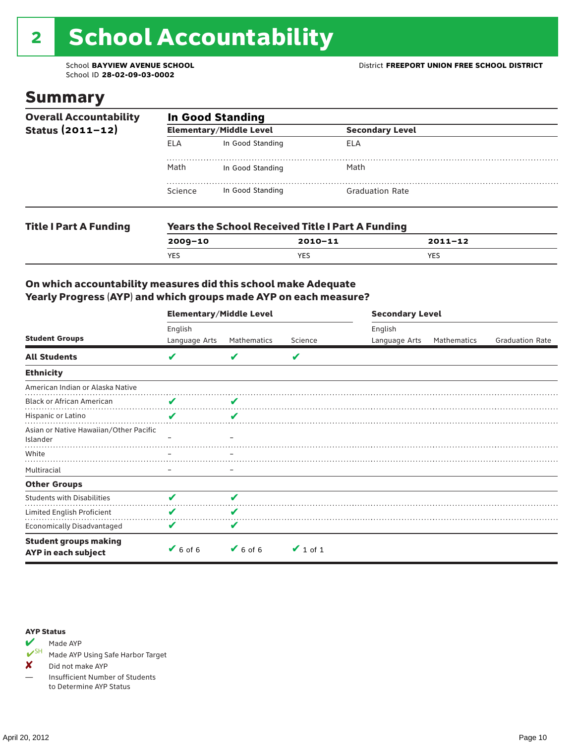# 2 School Accountability

School **BAYVIEW AVENUE SCHOOL**
School ID **28-02-09-03-0002**

District **FREEPORT UNION FREE SCHOOL DISTRICT**

## Summary

**Overall Accountability Status (2011–12)**

**In Good Standing**

| Elementary/Middle Level | | Secondary Level | |
|---|---|---|---|
| ELA | In Good Standing | ELA | |
| Math | In Good Standing | Math | |
| Science | In Good Standing | Graduation Rate | |

**Title I Part A Funding**

**Years the School Received Title I Part A Funding**

| 2009–10 | 2010–11 | 2011–12 |
|---|---|---|
| YES | YES | YES |

### On which accountability measures did this school make Adequate Yearly Progress (AYP) and which groups made AYP on each measure?

| | Elementary/Middle Level | | | Secondary Level | | |
|---|---|---|---|---|---|---|
| **Student Groups** | English Language Arts | Mathematics | Science | English Language Arts | Mathematics | Graduation Rate |
| **All Students** | ✔ | ✔ | ✔ | | | |
| **Ethnicity** | | | | | | |
| American Indian or Alaska Native | | | | | | |
| Black or African American | ✔ | ✔ | | | | |
| Hispanic or Latino | ✔ | ✔ | | | | |
| Asian or Native Hawaiian/Other Pacific Islander | – | – | | | | |
| White | – | – | | | | |
| Multiracial | – | – | | | | |
| **Other Groups** | | | | | | |
| Students with Disabilities | ✔ | ✔ | | | | |
| Limited English Proficient | ✔ | ✔ | | | | |
| Economically Disadvantaged | ✔ | ✔ | | | | |
| **Student groups making AYP in each subject** | ✔ 6 of 6 | ✔ 6 of 6 | ✔ 1 of 1 | | | |

**AYP Status**

- ✔ Made AYP
- ✔SH Made AYP Using Safe Harbor Target
- ✘ Did not make AYP
- — Insufficient Number of Students to Determine AYP Status

April 20, 2012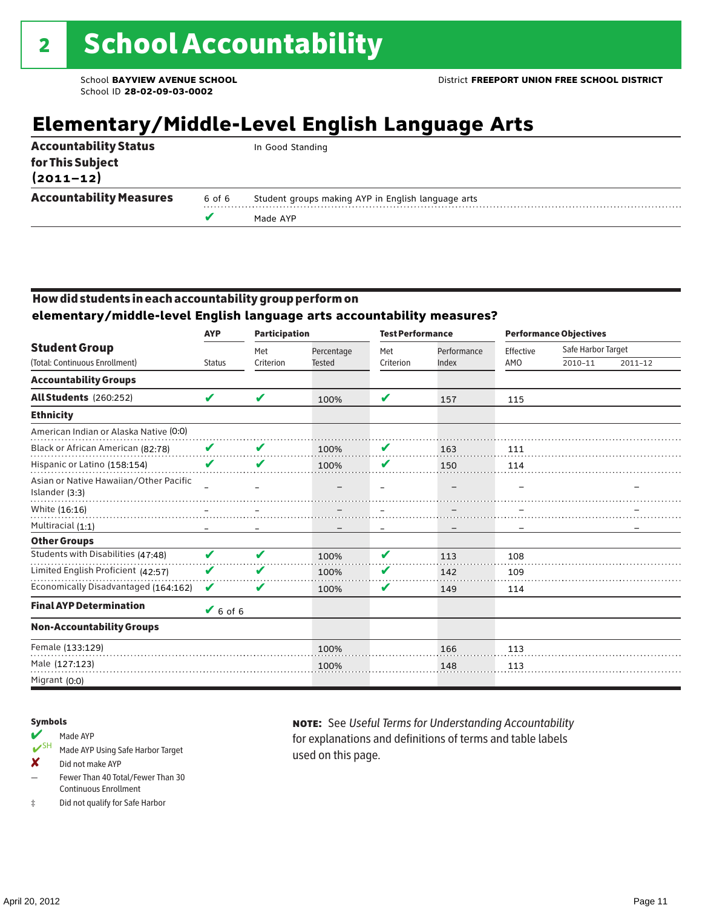# 2 School Accountability

School **BAYVIEW AVENUE SCHOOL**
School ID **28-02-09-03-0002**

District **FREEPORT UNION FREE SCHOOL DISTRICT**

## Elementary/Middle-Level English Language Arts

| | | |
|---|---|---|
| **Accountability Status for This Subject (2011–12)** | | In Good Standing |
| **Accountability Measures** | 6 of 6 | Student groups making AYP in English language arts |
| | ✔ | Made AYP |

### How did students in each accountability group perform on elementary/middle-level English language arts accountability measures?

| Student Group | AYP | Participation | | Test Performance | | Performance Objectives | | |
|---|---|---|---|---|---|---|---|---|
| (Total: Continuous Enrollment) | Status | Met Criterion | Percentage Tested | Met Criterion | Performance Index | Effective AMO | Safe Harbor Target 2010–11 | Safe Harbor Target 2011–12 |
| **Accountability Groups** | | | | | | | | |
| **All Students** (260:252) | ✔ | ✔ | 100% | ✔ | 157 | 115 | | |
| **Ethnicity** | | | | | | | | |
| American Indian or Alaska Native (0:0) | | | | | | | | |
| Black or African American (82:78) | ✔ | ✔ | 100% | ✔ | 163 | 111 | | |
| Hispanic or Latino (158:154) | ✔ | ✔ | 100% | ✔ | 150 | 114 | | |
| Asian or Native Hawaiian/Other Pacific Islander (3:3) | – | – | – | – | – | – | | – |
| White (16:16) | – | – | – | – | – | – | | – |
| Multiracial (1:1) | – | – | – | – | – | – | | – |
| **Other Groups** | | | | | | | | |
| Students with Disabilities (47:48) | ✔ | ✔ | 100% | ✔ | 113 | 108 | | |
| Limited English Proficient (42:57) | ✔ | ✔ | 100% | ✔ | 142 | 109 | | |
| Economically Disadvantaged (164:162) | ✔ | ✔ | 100% | ✔ | 149 | 114 | | |
| **Final AYP Determination** | ✔ 6 of 6 | | | | | | | |
| **Non-Accountability Groups** | | | | | | | | |
| Female (133:129) | | | 100% | | 166 | 113 | | |
| Male (127:123) | | | 100% | | 148 | 113 | | |
| Migrant (0:0) | | | | | | | | |

**Symbols**

- ✔ Made AYP
- ✔SH Made AYP Using Safe Harbor Target
- ✘ Did not make AYP
- – Fewer Than 40 Total/Fewer Than 30 Continuous Enrollment
- ‡ Did not qualify for Safe Harbor

**NOTE:** See *Useful Terms for Understanding Accountability* for explanations and definitions of terms and table labels used on this page.

April 20, 2012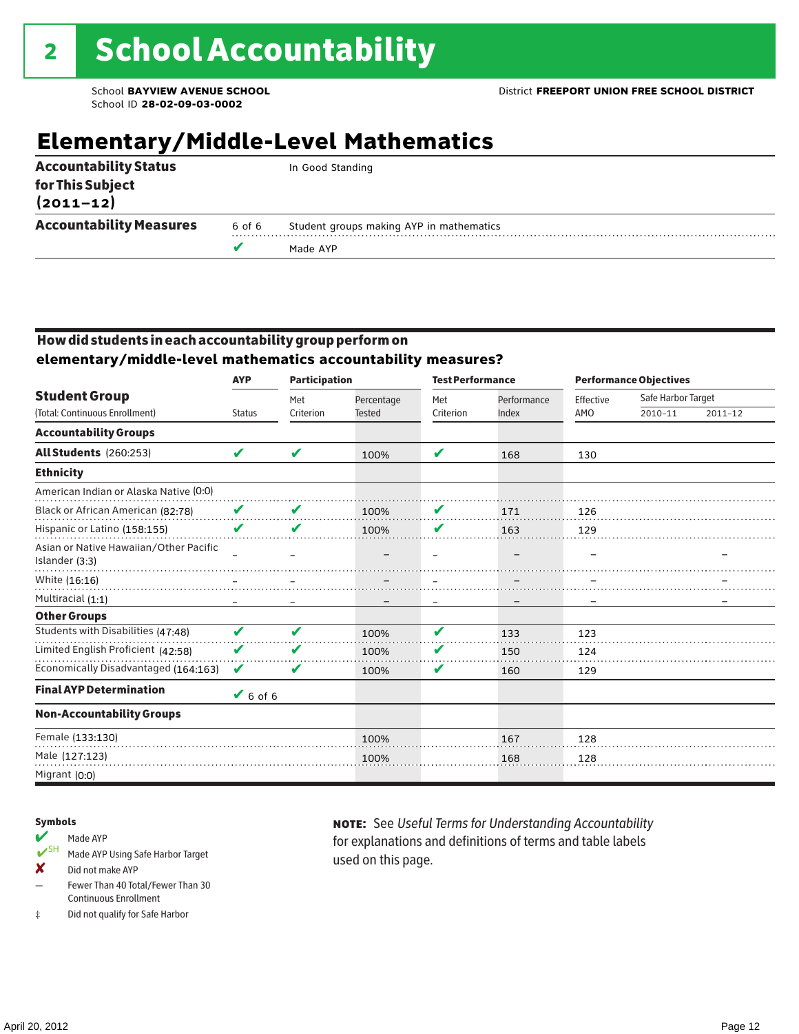# 2 School Accountability

School **BAYVIEW AVENUE SCHOOL**
School ID **28-02-09-03-0002**

District **FREEPORT UNION FREE SCHOOL DISTRICT**

## Elementary/Middle-Level Mathematics

| | | |
|---|---|---|
| **Accountability Status for This Subject (2011–12)** | | In Good Standing |
| **Accountability Measures** | 6 of 6 | Student groups making AYP in mathematics |
| | ✔ | Made AYP |

### How did students in each accountability group perform on elementary/middle-level mathematics accountability measures?

| Student Group (Total: Continuous Enrollment) | AYP Status | Participation: Met Criterion | Participation: Percentage Tested | Test Performance: Met Criterion | Test Performance: Performance Index | Performance Objectives: Effective AMO | Safe Harbor Target 2010–11 | Safe Harbor Target 2011–12 |
|---|---|---|---|---|---|---|---|---|
| **Accountability Groups** | | | | | | | | |
| **All Students** (260:253) | ✔ | ✔ | 100% | ✔ | 168 | 130 | | |
| **Ethnicity** | | | | | | | | |
| American Indian or Alaska Native (0:0) | | | | | | | | |
| Black or African American (82:78) | ✔ | ✔ | 100% | ✔ | 171 | 126 | | |
| Hispanic or Latino (158:155) | ✔ | ✔ | 100% | ✔ | 163 | 129 | | |
| Asian or Native Hawaiian/Other Pacific Islander (3:3) | – | – | – | – | – | – | | – |
| White (16:16) | – | – | – | – | – | – | | – |
| Multiracial (1:1) | – | – | – | – | – | – | | – |
| **Other Groups** | | | | | | | | |
| Students with Disabilities (47:48) | ✔ | ✔ | 100% | ✔ | 133 | 123 | | |
| Limited English Proficient (42:58) | ✔ | ✔ | 100% | ✔ | 150 | 124 | | |
| Economically Disadvantaged (164:163) | ✔ | ✔ | 100% | ✔ | 160 | 129 | | |
| **Final AYP Determination** | ✔ 6 of 6 | | | | | | | |
| **Non-Accountability Groups** | | | | | | | | |
| Female (133:130) | | | 100% | | 167 | 128 | | |
| Male (127:123) | | | 100% | | 168 | 128 | | |
| Migrant (0:0) | | | | | | | | |

**Symbols**

- ✔ Made AYP
- ✔SH Made AYP Using Safe Harbor Target
- ✘ Did not make AYP
- – Fewer Than 40 Total/Fewer Than 30 Continuous Enrollment
- ‡ Did not qualify for Safe Harbor

**NOTE:** See *Useful Terms for Understanding Accountability* for explanations and definitions of terms and table labels used on this page.

April 20, 2012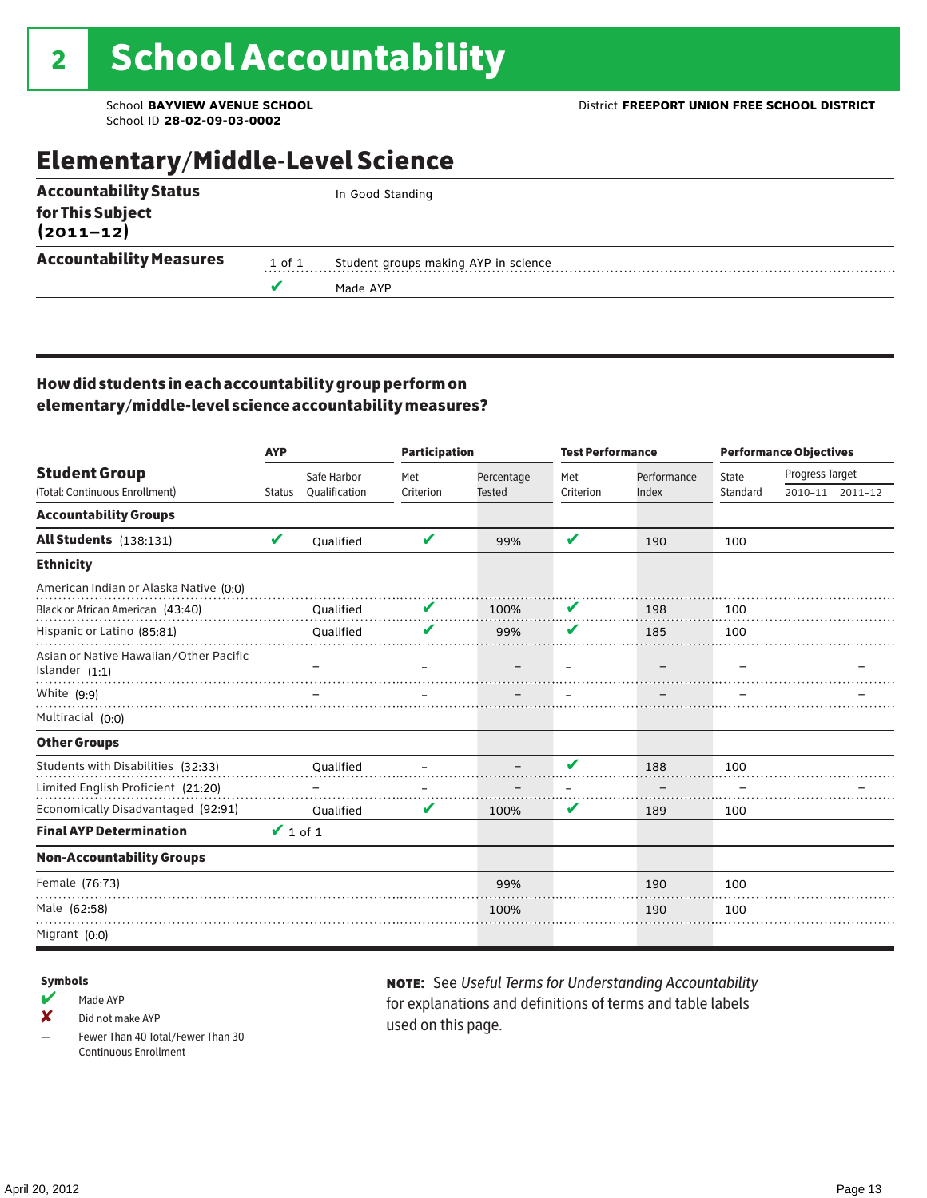# 2 School Accountability

School **BAYVIEW AVENUE SCHOOL**
School ID **28-02-09-03-0002**

District **FREEPORT UNION FREE SCHOOL DISTRICT**

## Elementary/Middle-Level Science

| | | |
|---|---|---|
| **Accountability Status for This Subject (2011–12)** | | In Good Standing |
| **Accountability Measures** | 1 of 1 | Student groups making AYP in science |
| | ✔ | Made AYP |

### How did students in each accountability group perform on elementary/middle-level science accountability measures?

| Student Group (Total: Continuous Enrollment) | AYP Status | AYP Safe Harbor Qualification | Participation Met Criterion | Participation Percentage Tested | Test Performance Met Criterion | Test Performance Performance Index | Performance Objectives State Standard | Progress Target 2010–11 | Progress Target 2011–12 |
|---|---|---|---|---|---|---|---|---|---|
| **Accountability Groups** | | | | | | | | | |
| **All Students** (138:131) | ✔ | Qualified | ✔ | 99% | ✔ | 190 | 100 | | |
| **Ethnicity** | | | | | | | | | |
| American Indian or Alaska Native (0:0) | | | | | | | | | |
| Black or African American (43:40) | | Qualified | ✔ | 100% | ✔ | 198 | 100 | | |
| Hispanic or Latino (85:81) | | Qualified | ✔ | 99% | ✔ | 185 | 100 | | |
| Asian or Native Hawaiian/Other Pacific Islander (1:1) | | – | – | – | – | – | – | | – |
| White (9:9) | | – | – | – | – | – | – | | – |
| Multiracial (0:0) | | | | | | | | | |
| **Other Groups** | | | | | | | | | |
| Students with Disabilities (32:33) | | Qualified | – | – | ✔ | 188 | 100 | | |
| Limited English Proficient (21:20) | | – | – | – | – | – | – | | – |
| Economically Disadvantaged (92:91) | | Qualified | ✔ | 100% | ✔ | 189 | 100 | | |
| **Final AYP Determination** | ✔ 1 of 1 | | | | | | | | |
| **Non-Accountability Groups** | | | | | | | | | |
| Female (76:73) | | | | 99% | | 190 | 100 | | |
| Male (62:58) | | | | 100% | | 190 | 100 | | |
| Migrant (0:0) | | | | | | | | | |

**Symbols**

- ✔ Made AYP
- ✘ Did not make AYP
- – Fewer Than 40 Total/Fewer Than 30 Continuous Enrollment

**NOTE:** See *Useful Terms for Understanding Accountability* for explanations and definitions of terms and table labels used on this page.

April 20, 2012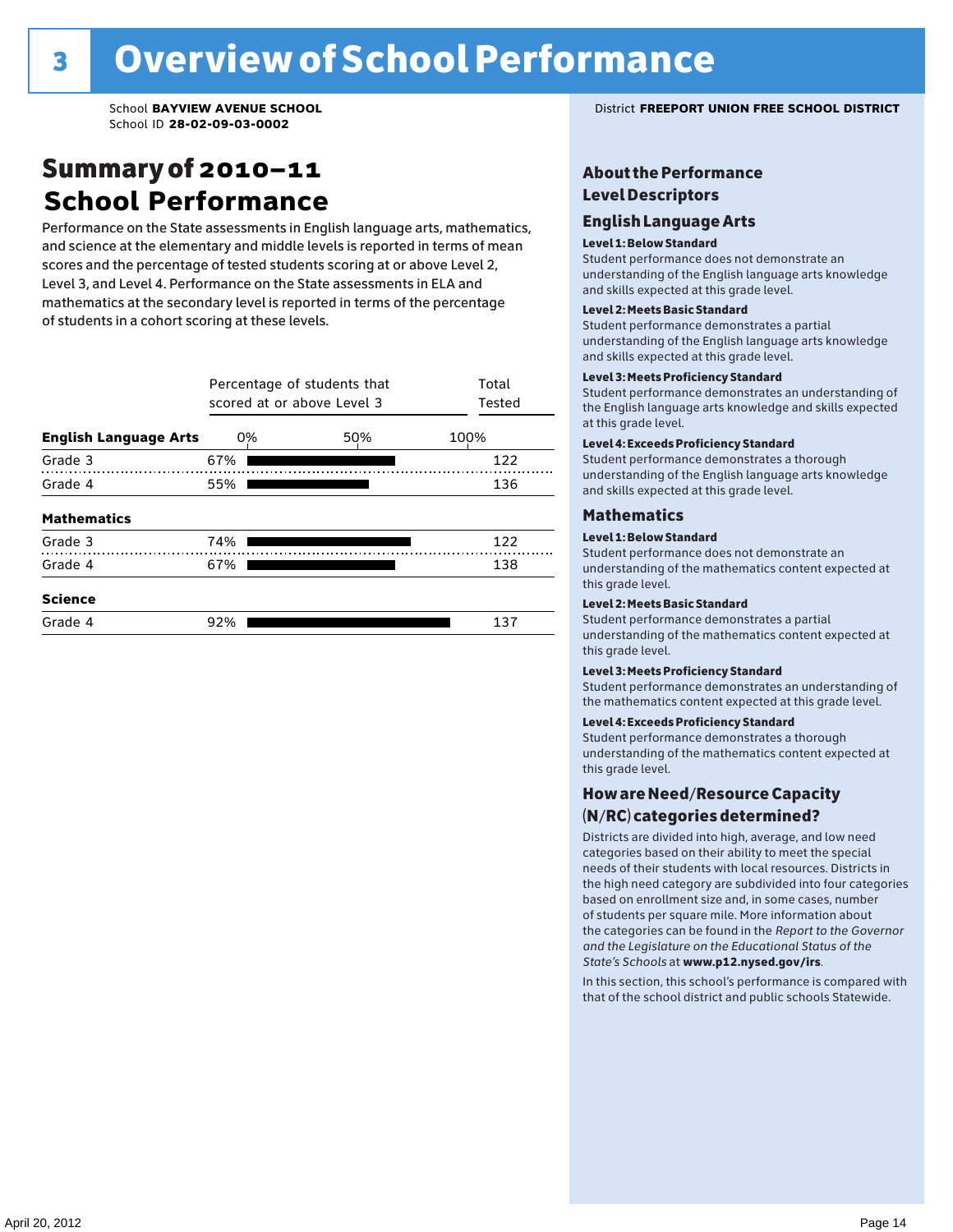# 3 Overview of School Performance

School **BAYVIEW AVENUE SCHOOL**
School ID **28-02-09-03-0002**

District **FREEPORT UNION FREE SCHOOL DISTRICT**

## Summary of 2010–11 School Performance

Performance on the State assessments in English language arts, mathematics, and science at the elementary and middle levels is reported in terms of mean scores and the percentage of tested students scoring at or above Level 2, Level 3, and Level 4. Performance on the State assessments in ELA and mathematics at the secondary level is reported in terms of the percentage of students in a cohort scoring at these levels.

| | Percentage of students that scored at or above Level 3 | Total Tested |
|---|---|---|
| **English Language Arts** | | |
| Grade 3 | 67% | 122 |
| Grade 4 | 55% | 136 |
| **Mathematics** | | |
| Grade 3 | 74% | 122 |
| Grade 4 | 67% | 138 |
| **Science** | | |
| Grade 4 | 92% | 137 |

## About the Performance Level Descriptors

### English Language Arts

**Level 1: Below Standard**
Student performance does not demonstrate an understanding of the English language arts knowledge and skills expected at this grade level.

**Level 2: Meets Basic Standard**
Student performance demonstrates a partial understanding of the English language arts knowledge and skills expected at this grade level.

**Level 3: Meets Proficiency Standard**
Student performance demonstrates an understanding of the English language arts knowledge and skills expected at this grade level.

**Level 4: Exceeds Proficiency Standard**
Student performance demonstrates a thorough understanding of the English language arts knowledge and skills expected at this grade level.

### Mathematics

**Level 1: Below Standard**
Student performance does not demonstrate an understanding of the mathematics content expected at this grade level.

**Level 2: Meets Basic Standard**
Student performance demonstrates a partial understanding of the mathematics content expected at this grade level.

**Level 3: Meets Proficiency Standard**
Student performance demonstrates an understanding of the mathematics content expected at this grade level.

**Level 4: Exceeds Proficiency Standard**
Student performance demonstrates a thorough understanding of the mathematics content expected at this grade level.

## How are Need/Resource Capacity (N/RC) categories determined?

Districts are divided into high, average, and low need categories based on their ability to meet the special needs of their students with local resources. Districts in the high need category are subdivided into four categories based on enrollment size and, in some cases, number of students per square mile. More information about the categories can be found in the *Report to the Governor and the Legislature on the Educational Status of the State's Schools* at **www.p12.nysed.gov/irs**.

In this section, this school's performance is compared with that of the school district and public schools Statewide.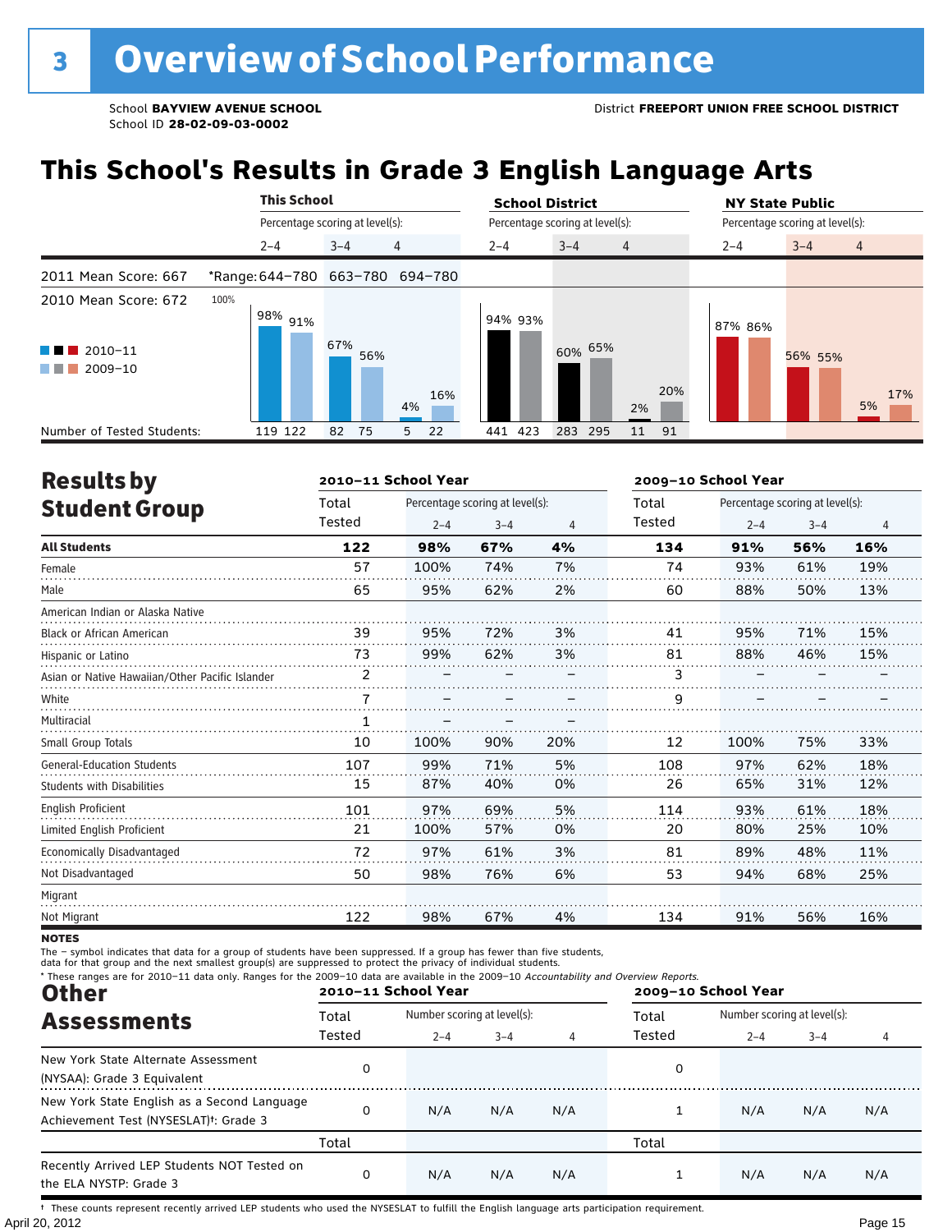# 3 Overview of School Performance

School **BAYVIEW AVENUE SCHOOL**
School ID **28-02-09-03-0002**

District **FREEPORT UNION FREE SCHOOL DISTRICT**

## This School's Results in Grade 3 English Language Arts

| | This School | | | School District | | | NY State Public | | |
|---|---|---|---|---|---|---|---|---|---|
| | Percentage scoring at level(s): | | | Percentage scoring at level(s): | | | Percentage scoring at level(s): | | |
| | 2–4 | 3–4 | 4 | 2–4 | 3–4 | 4 | 2–4 | 3–4 | 4 |
| 2011 Mean Score: 667 | *Range: 644–780 | 663–780 | 694–780 | | | | | | |
| 2010 Mean Score: 672 | | | | | | | | | |
| 2010–11 | 98% | 67% | 4% | 94% | 60% | 2% | 87% | 56% | 5% |
| 2009–10 | 91% | 56% | 16% | 93% | 65% | 20% | 86% | 55% | 17% |
| Number of Tested Students: | 119 122 | 82 75 | 5 22 | 441 423 | 283 295 | 11 91 | | | |

## Results by Student Group

| | 2010–11 School Year | | | | 2009–10 School Year | | | |
|---|---|---|---|---|---|---|---|---|
| | Total Tested | Percentage scoring at level(s): | | | Total Tested | Percentage scoring at level(s): | | |
| | | 2–4 | 3–4 | 4 | | 2–4 | 3–4 | 4 |
| **All Students** | **122** | **98%** | **67%** | **4%** | **134** | **91%** | **56%** | **16%** |
| Female | 57 | 100% | 74% | 7% | 74 | 93% | 61% | 19% |
| Male | 65 | 95% | 62% | 2% | 60 | 88% | 50% | 13% |
| American Indian or Alaska Native | | | | | | | | |
| Black or African American | 39 | 95% | 72% | 3% | 41 | 95% | 71% | 15% |
| Hispanic or Latino | 73 | 99% | 62% | 3% | 81 | 88% | 46% | 15% |
| Asian or Native Hawaiian/Other Pacific Islander | 2 | – | – | – | 3 | – | – | – |
| White | 7 | – | – | – | 9 | – | – | – |
| Multiracial | 1 | – | – | – | | | | |
| Small Group Totals | 10 | 100% | 90% | 20% | 12 | 100% | 75% | 33% |
| General-Education Students | 107 | 99% | 71% | 5% | 108 | 97% | 62% | 18% |
| Students with Disabilities | 15 | 87% | 40% | 0% | 26 | 65% | 31% | 12% |
| English Proficient | 101 | 97% | 69% | 5% | 114 | 93% | 61% | 18% |
| Limited English Proficient | 21 | 100% | 57% | 0% | 20 | 80% | 25% | 10% |
| Economically Disadvantaged | 72 | 97% | 61% | 3% | 81 | 89% | 48% | 11% |
| Not Disadvantaged | 50 | 98% | 76% | 6% | 53 | 94% | 68% | 25% |
| Migrant | | | | | | | | |
| Not Migrant | 122 | 98% | 67% | 4% | 134 | 91% | 56% | 16% |

**NOTES**

The – symbol indicates that data for a group of students have been suppressed. If a group has fewer than five students, data for that group and the next smallest group(s) are suppressed to protect the privacy of individual students.

\* These ranges are for 2010–11 data only. Ranges for the 2009–10 data are available in the 2009–10 *Accountability and Overview Reports*.

## Other Assessments

| | 2010–11 School Year | | | | 2009–10 School Year | | | |
|---|---|---|---|---|---|---|---|---|
| | Total Tested | Number scoring at level(s): | | | Total Tested | Number scoring at level(s): | | |
| | | 2–4 | 3–4 | 4 | | 2–4 | 3–4 | 4 |
| New York State Alternate Assessment (NYSAA): Grade 3 Equivalent | 0 | | | | 0 | | | |
| New York State English as a Second Language Achievement Test (NYSESLAT)†: Grade 3 | 0 | N/A | N/A | N/A | 1 | N/A | N/A | N/A |
| | Total | | | | Total | | | |
| Recently Arrived LEP Students NOT Tested on the ELA NYSTP: Grade 3 | 0 | N/A | N/A | N/A | 1 | N/A | N/A | N/A |

† These counts represent recently arrived LEP students who used the NYSESLAT to fulfill the English language arts participation requirement.

April 20, 2012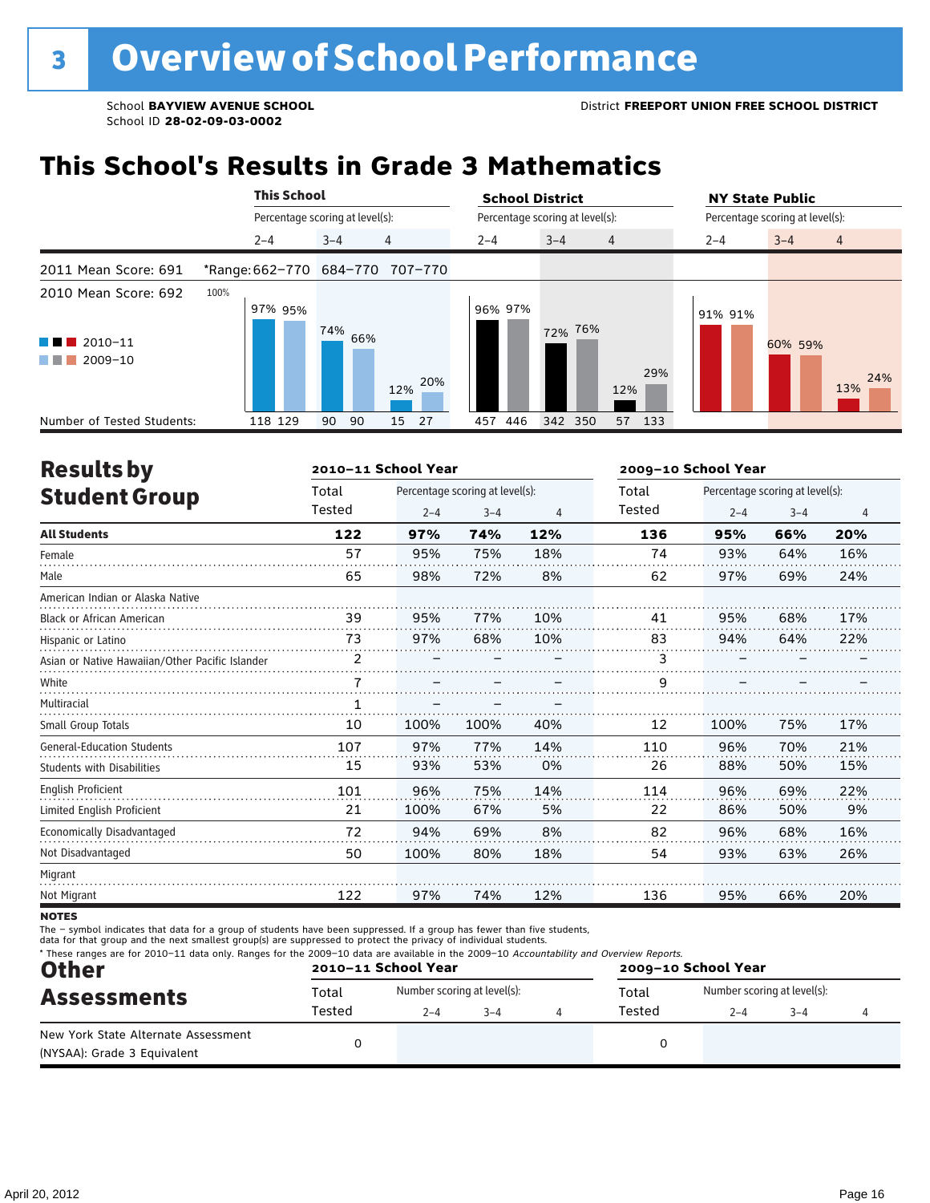# 3 Overview of School Performance

School **BAYVIEW AVENUE SCHOOL**
School ID **28-02-09-03-0002**

District **FREEPORT UNION FREE SCHOOL DISTRICT**

## This School's Results in Grade 3 Mathematics

| | This School | | | School District | | | NY State Public | | |
|---|---|---|---|---|---|---|---|---|---|
| | Percentage scoring at level(s): | | | Percentage scoring at level(s): | | | Percentage scoring at level(s): | | |
| | 2–4 | 3–4 | 4 | 2–4 | 3–4 | 4 | 2–4 | 3–4 | 4 |
| 2011 Mean Score: 691 | *Range: 662–770 | 684–770 | 707–770 | | | | | | |
| 2010 Mean Score: 692 | | | | | | | | | |
| 2010–11 | 97% | 74% | 12% | 96% | 72% | 12% | 91% | 60% | 13% |
| 2009–10 | 95% | 66% | 20% | 97% | 76% | 29% | 91% | 59% | 24% |
| Number of Tested Students: 2010–11 | 118 | 90 | 15 | 457 | 342 | 57 | | | |
| Number of Tested Students: 2009–10 | 129 | 90 | 27 | 446 | 350 | 133 | | | |

## Results by Student Group

| | 2010–11 School Year | | | | 2009–10 School Year | | | |
|---|---|---|---|---|---|---|---|---|
| | Total Tested | Percentage scoring at level(s): | | | Total Tested | Percentage scoring at level(s): | | |
| | | 2–4 | 3–4 | 4 | | 2–4 | 3–4 | 4 |
| **All Students** | **122** | **97%** | **74%** | **12%** | **136** | **95%** | **66%** | **20%** |
| Female | 57 | 95% | 75% | 18% | 74 | 93% | 64% | 16% |
| Male | 65 | 98% | 72% | 8% | 62 | 97% | 69% | 24% |
| American Indian or Alaska Native | | | | | | | | |
| Black or African American | 39 | 95% | 77% | 10% | 41 | 95% | 68% | 17% |
| Hispanic or Latino | 73 | 97% | 68% | 10% | 83 | 94% | 64% | 22% |
| Asian or Native Hawaiian/Other Pacific Islander | 2 | – | – | – | 3 | – | – | – |
| White | 7 | – | – | – | 9 | – | – | – |
| Multiracial | 1 | – | – | – | | | | |
| Small Group Totals | 10 | 100% | 100% | 40% | 12 | 100% | 75% | 17% |
| General-Education Students | 107 | 97% | 77% | 14% | 110 | 96% | 70% | 21% |
| Students with Disabilities | 15 | 93% | 53% | 0% | 26 | 88% | 50% | 15% |
| English Proficient | 101 | 96% | 75% | 14% | 114 | 96% | 69% | 22% |
| Limited English Proficient | 21 | 100% | 67% | 5% | 22 | 86% | 50% | 9% |
| Economically Disadvantaged | 72 | 94% | 69% | 8% | 82 | 96% | 68% | 16% |
| Not Disadvantaged | 50 | 100% | 80% | 18% | 54 | 93% | 63% | 26% |
| Migrant | | | | | | | | |
| Not Migrant | 122 | 97% | 74% | 12% | 136 | 95% | 66% | 20% |

**NOTES**

The – symbol indicates that data for a group of students have been suppressed. If a group has fewer than five students, data for that group and the next smallest group(s) are suppressed to protect the privacy of individual students.

\* These ranges are for 2010–11 data only. Ranges for the 2009–10 data are available in the 2009–10 *Accountability and Overview Reports*.

## Other Assessments

| | 2010–11 School Year | | | | 2009–10 School Year | | | |
|---|---|---|---|---|---|---|---|---|
| | Total Tested | Number scoring at level(s): | | | Total Tested | Number scoring at level(s): | | |
| | | 2–4 | 3–4 | 4 | | 2–4 | 3–4 | 4 |
| New York State Alternate Assessment (NYSAA): Grade 3 Equivalent | 0 | | | | 0 | | | |

April 20, 2012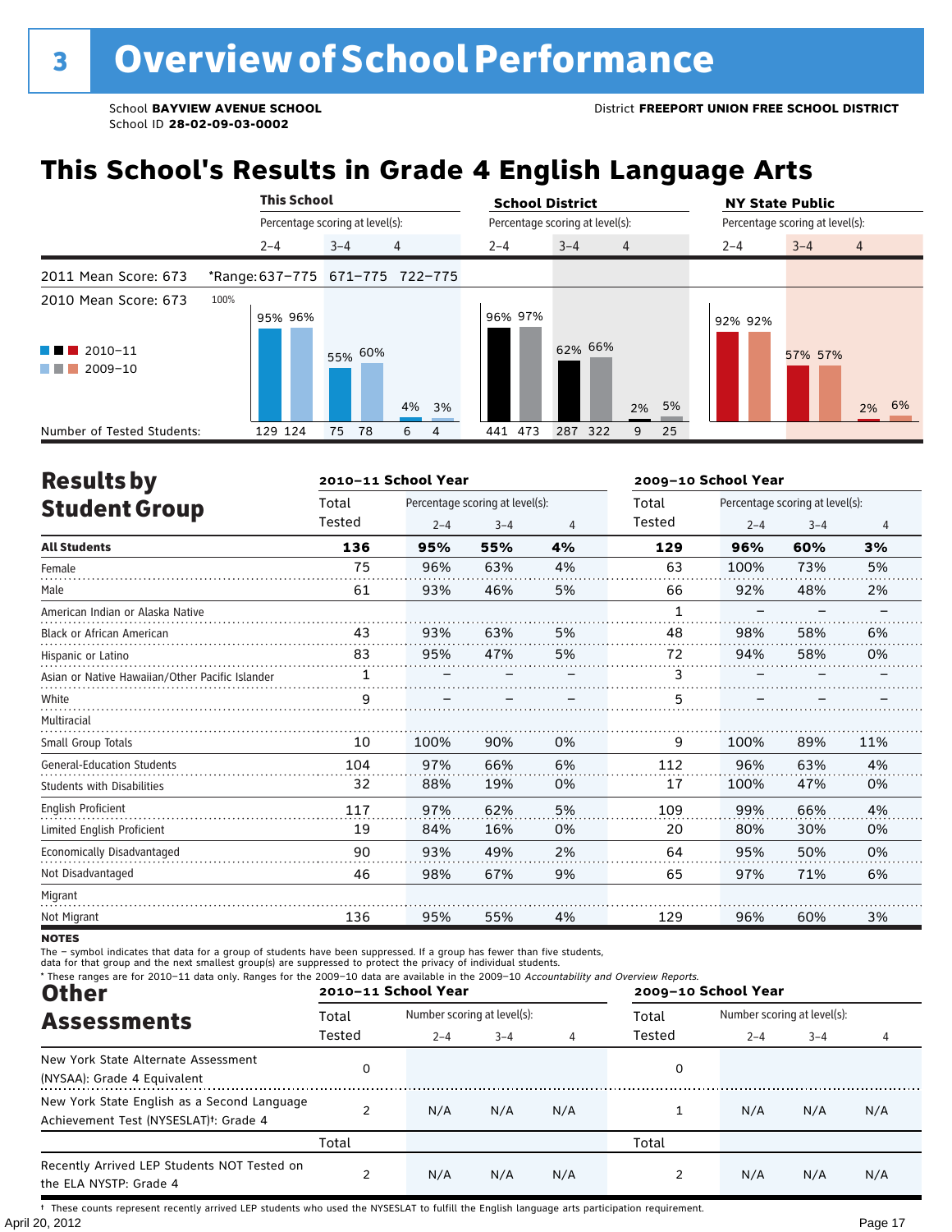# 3 Overview of School Performance

School **BAYVIEW AVENUE SCHOOL**
School ID **28-02-09-03-0002**

District **FREEPORT UNION FREE SCHOOL DISTRICT**

## This School's Results in Grade 4 English Language Arts

| | This School 2–4 | This School 3–4 | This School 4 | School District 2–4 | School District 3–4 | School District 4 | NY State Public 2–4 | NY State Public 3–4 | NY State Public 4 |
|---|---|---|---|---|---|---|---|---|---|
| 2011 Mean Score: 673 | *Range: 637–775 | 671–775 | 722–775 | | | | | | |
| 2010 Mean Score: 673 | | | | | | | | | |
| 2010–11 | 95% | 55% | 4% | 96% | 62% | 2% | 92% | 57% | 2% |
| 2009–10 | 96% | 60% | 3% | 97% | 66% | 5% | 92% | 57% | 6% |
| Number of Tested Students (2010–11) | 129 | 75 | 6 | 441 | 287 | 9 | | | |
| Number of Tested Students (2009–10) | 124 | 78 | 4 | 473 | 322 | 25 | | | |

## Results by Student Group

| | 2010–11 School Year Total Tested | 2–4 | 3–4 | 4 | 2009–10 School Year Total Tested | 2–4 | 3–4 | 4 |
|---|---|---|---|---|---|---|---|---|
| **All Students** | **136** | **95%** | **55%** | **4%** | **129** | **96%** | **60%** | **3%** |
| Female | 75 | 96% | 63% | 4% | 63 | 100% | 73% | 5% |
| Male | 61 | 93% | 46% | 5% | 66 | 92% | 48% | 2% |
| American Indian or Alaska Native | | | | | 1 | – | – | – |
| Black or African American | 43 | 93% | 63% | 5% | 48 | 98% | 58% | 6% |
| Hispanic or Latino | 83 | 95% | 47% | 5% | 72 | 94% | 58% | 0% |
| Asian or Native Hawaiian/Other Pacific Islander | 1 | – | – | – | 3 | – | – | – |
| White | 9 | – | – | – | 5 | – | – | – |
| Multiracial | | | | | | | | |
| Small Group Totals | 10 | 100% | 90% | 0% | 9 | 100% | 89% | 11% |
| General-Education Students | 104 | 97% | 66% | 6% | 112 | 96% | 63% | 4% |
| Students with Disabilities | 32 | 88% | 19% | 0% | 17 | 100% | 47% | 0% |
| English Proficient | 117 | 97% | 62% | 5% | 109 | 99% | 66% | 4% |
| Limited English Proficient | 19 | 84% | 16% | 0% | 20 | 80% | 30% | 0% |
| Economically Disadvantaged | 90 | 93% | 49% | 2% | 64 | 95% | 50% | 0% |
| Not Disadvantaged | 46 | 98% | 67% | 9% | 65 | 97% | 71% | 6% |
| Migrant | | | | | | | | |
| Not Migrant | 136 | 95% | 55% | 4% | 129 | 96% | 60% | 3% |

**NOTES**

The – symbol indicates that data for a group of students have been suppressed. If a group has fewer than five students, data for that group and the next smallest group(s) are suppressed to protect the privacy of individual students.

* These ranges are for 2010–11 data only. Ranges for the 2009–10 data are available in the 2009–10 *Accountability and Overview Reports.*

## Other Assessments

| | 2010–11 School Year Total Tested | 2–4 | 3–4 | 4 | 2009–10 School Year Total Tested | 2–4 | 3–4 | 4 |
|---|---|---|---|---|---|---|---|---|
| New York State Alternate Assessment (NYSAA): Grade 4 Equivalent | 0 | | | | 0 | | | |
| New York State English as a Second Language Achievement Test (NYSESLAT)†: Grade 4 | 2 | N/A | N/A | N/A | 1 | N/A | N/A | N/A |
| | Total | | | | Total | | | |
| Recently Arrived LEP Students NOT Tested on the ELA NYSTP: Grade 4 | 2 | N/A | N/A | N/A | 2 | N/A | N/A | N/A |

† These counts represent recently arrived LEP students who used the NYSESLAT to fulfill the English language arts participation requirement.

April 20, 2012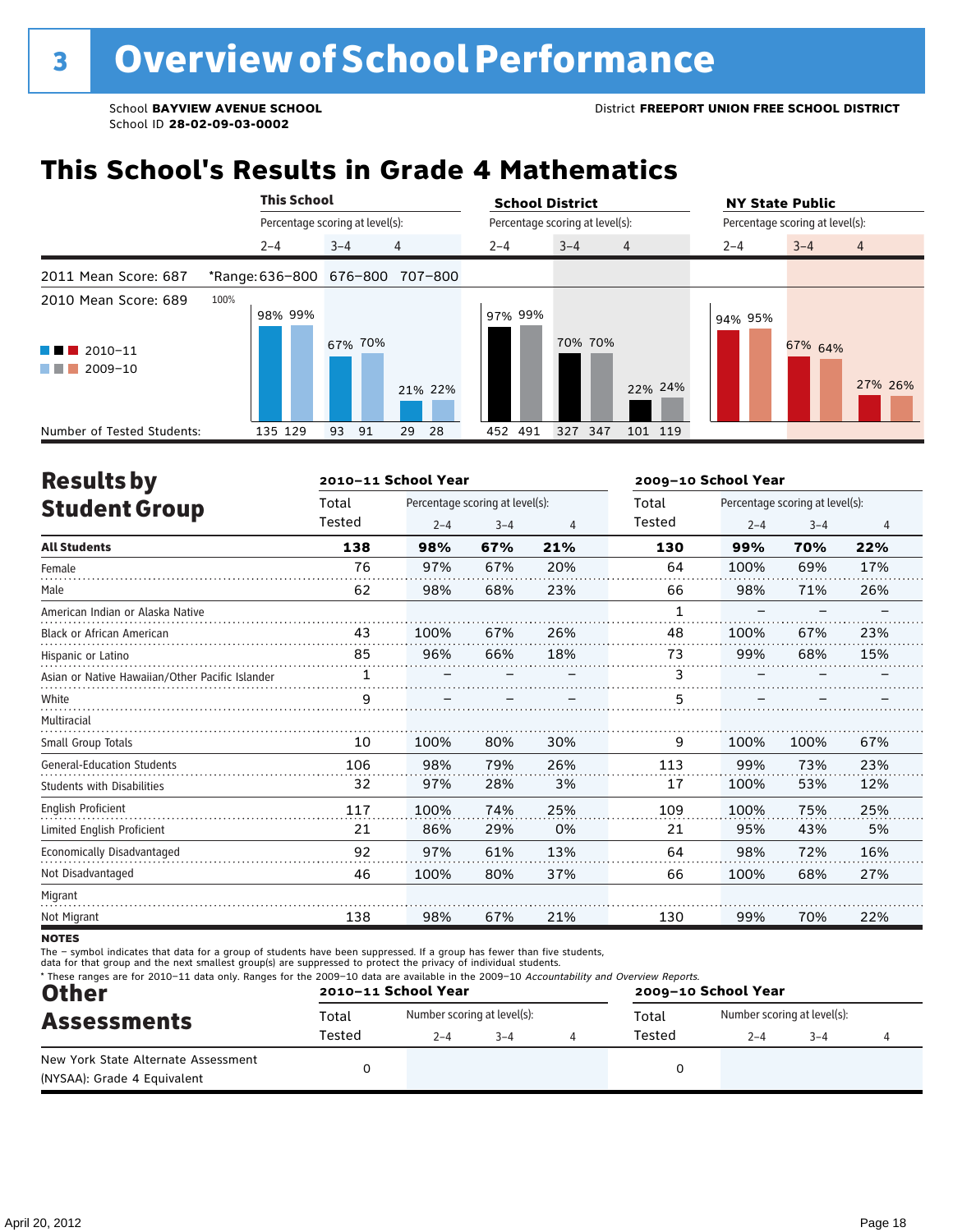# 3 Overview of School Performance

School **BAYVIEW AVENUE SCHOOL**
School ID **28-02-09-03-0002**

District **FREEPORT UNION FREE SCHOOL DISTRICT**

## This School's Results in Grade 4 Mathematics

| | This School 2–4 | This School 3–4 | This School 4 | School District 2–4 | School District 3–4 | School District 4 | NY State Public 2–4 | NY State Public 3–4 | NY State Public 4 |
|---|---|---|---|---|---|---|---|---|---|
| 2011 Mean Score: 687 — *Range: | 636–800 | 676–800 | 707–800 | | | | | | |
| 2010 Mean Score: 689 | | | | | | | | | |
| 2010–11 | 98% | 67% | 21% | 97% | 70% | 22% | 94% | 67% | 27% |
| 2009–10 | 99% | 70% | 22% | 99% | 70% | 24% | 95% | 64% | 26% |
| Number of Tested Students: 2010–11 | 135 | 93 | 29 | 452 | 327 | 101 | | | |
| Number of Tested Students: 2009–10 | 129 | 91 | 28 | 491 | 347 | 119 | | | |

Percentage scoring at level(s).

## Results by Student Group

| | 2010–11 Total Tested | 2010–11 2–4 | 2010–11 3–4 | 2010–11 4 | 2009–10 Total Tested | 2009–10 2–4 | 2009–10 3–4 | 2009–10 4 |
|---|---|---|---|---|---|---|---|---|
| **All Students** | **138** | **98%** | **67%** | **21%** | **130** | **99%** | **70%** | **22%** |
| Female | 76 | 97% | 67% | 20% | 64 | 100% | 69% | 17% |
| Male | 62 | 98% | 68% | 23% | 66 | 98% | 71% | 26% |
| American Indian or Alaska Native | | | | | 1 | – | – | – |
| Black or African American | 43 | 100% | 67% | 26% | 48 | 100% | 67% | 23% |
| Hispanic or Latino | 85 | 96% | 66% | 18% | 73 | 99% | 68% | 15% |
| Asian or Native Hawaiian/Other Pacific Islander | 1 | – | – | – | 3 | – | – | – |
| White | 9 | – | – | – | 5 | – | – | – |
| Multiracial | | | | | | | | |
| Small Group Totals | 10 | 100% | 80% | 30% | 9 | 100% | 100% | 67% |
| General-Education Students | 106 | 98% | 79% | 26% | 113 | 99% | 73% | 23% |
| Students with Disabilities | 32 | 97% | 28% | 3% | 17 | 100% | 53% | 12% |
| English Proficient | 117 | 100% | 74% | 25% | 109 | 100% | 75% | 25% |
| Limited English Proficient | 21 | 86% | 29% | 0% | 21 | 95% | 43% | 5% |
| Economically Disadvantaged | 92 | 97% | 61% | 13% | 64 | 98% | 72% | 16% |
| Not Disadvantaged | 46 | 100% | 80% | 37% | 66 | 100% | 68% | 27% |
| Migrant | | | | | | | | |
| Not Migrant | 138 | 98% | 67% | 21% | 130 | 99% | 70% | 22% |

**NOTES**
The – symbol indicates that data for a group of students have been suppressed. If a group has fewer than five students, data for that group and the next smallest group(s) are suppressed to protect the privacy of individual students.
* These ranges are for 2010–11 data only. Ranges for the 2009–10 data are available in the 2009–10 *Accountability and Overview Reports.*

## Other Assessments

| | 2010–11 Total Tested | 2010–11 2–4 | 2010–11 3–4 | 2010–11 4 | 2009–10 Total Tested | 2009–10 2–4 | 2009–10 3–4 | 2009–10 4 |
|---|---|---|---|---|---|---|---|---|
| New York State Alternate Assessment (NYSAA): Grade 4 Equivalent | 0 | | | | 0 | | | |

Number scoring at level(s).

April 20, 2012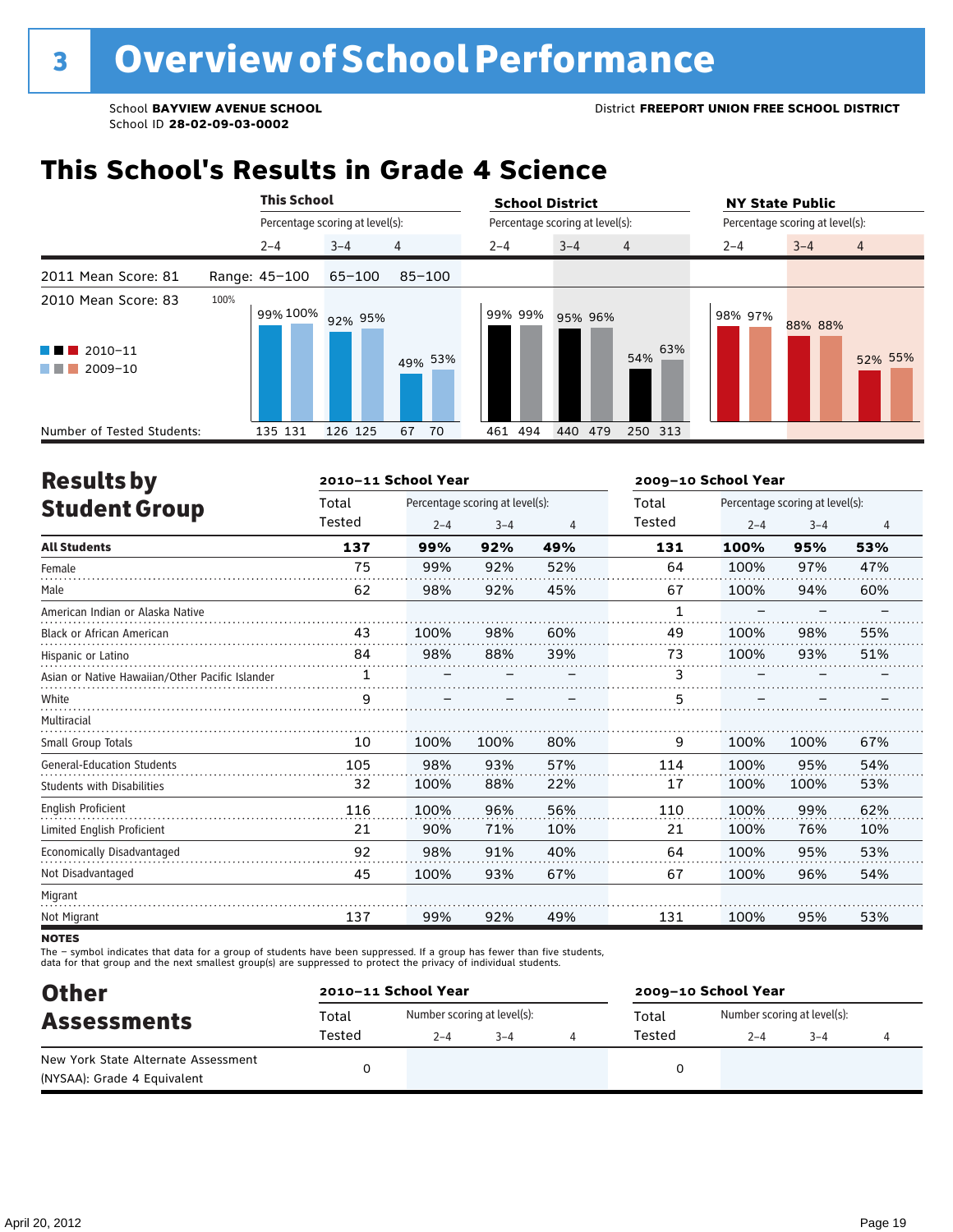# 3 Overview of School Performance

School **BAYVIEW AVENUE SCHOOL**
School ID **28-02-09-03-0002**

District **FREEPORT UNION FREE SCHOOL DISTRICT**

## This School's Results in Grade 4 Science

This School
Percentage scoring at level(s):
2–4 3–4 4

School District
Percentage scoring at level(s):
2–4 3–4 4

NY State Public
Percentage scoring at level(s):
2–4 3–4 4

2011 Mean Score: 81
Range: 45–100 65–100 85–100

2010 Mean Score: 83

100%

2010–11
2009–10

99% 100% 92% 95% 49% 53%
99% 99% 95% 96% 54% 63%
98% 97% 88% 88% 52% 55%

Number of Tested Students: 135 131 126 125 67 70 461 494 440 479 250 313

## Results by Student Group

| | 2010–11 School Year | | | | 2009–10 School Year | | | |
|---|---|---|---|---|---|---|---|---|
| | Total Tested | Percentage scoring at level(s): 2–4 | 3–4 | 4 | Total Tested | Percentage scoring at level(s): 2–4 | 3–4 | 4 |
| **All Students** | **137** | **99%** | **92%** | **49%** | **131** | **100%** | **95%** | **53%** |
| Female | 75 | 99% | 92% | 52% | 64 | 100% | 97% | 47% |
| Male | 62 | 98% | 92% | 45% | 67 | 100% | 94% | 60% |
| American Indian or Alaska Native | | | | | 1 | – | – | – |
| Black or African American | 43 | 100% | 98% | 60% | 49 | 100% | 98% | 55% |
| Hispanic or Latino | 84 | 98% | 88% | 39% | 73 | 100% | 93% | 51% |
| Asian or Native Hawaiian/Other Pacific Islander | 1 | – | – | – | 3 | – | – | – |
| White | 9 | – | – | – | 5 | – | – | – |
| Multiracial | | | | | | | | |
| Small Group Totals | 10 | 100% | 100% | 80% | 9 | 100% | 100% | 67% |
| General-Education Students | 105 | 98% | 93% | 57% | 114 | 100% | 95% | 54% |
| Students with Disabilities | 32 | 100% | 88% | 22% | 17 | 100% | 100% | 53% |
| English Proficient | 116 | 100% | 96% | 56% | 110 | 100% | 99% | 62% |
| Limited English Proficient | 21 | 90% | 71% | 10% | 21 | 100% | 76% | 10% |
| Economically Disadvantaged | 92 | 98% | 91% | 40% | 64 | 100% | 95% | 53% |
| Not Disadvantaged | 45 | 100% | 93% | 67% | 67 | 100% | 96% | 54% |
| Migrant | | | | | | | | |
| Not Migrant | 137 | 99% | 92% | 49% | 131 | 100% | 95% | 53% |

**NOTES**
The – symbol indicates that data for a group of students have been suppressed. If a group has fewer than five students, data for that group and the next smallest group(s) are suppressed to protect the privacy of individual students.

## Other Assessments

| | 2010–11 School Year | | | | 2009–10 School Year | | | |
|---|---|---|---|---|---|---|---|---|
| | Total Tested | Number scoring at level(s): 2–4 | 3–4 | 4 | Total Tested | Number scoring at level(s): 2–4 | 3–4 | 4 |
| New York State Alternate Assessment (NYSAA): Grade 4 Equivalent | 0 | | | | 0 | | | |

April 20, 2012